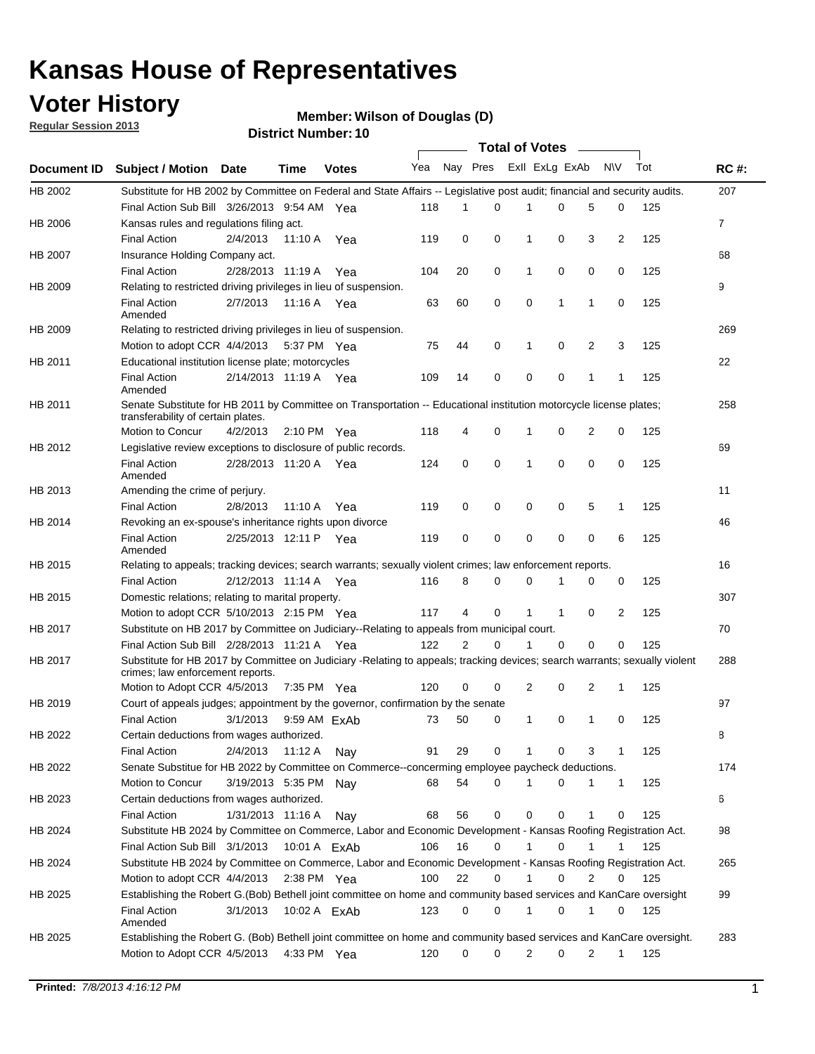# Kansas House of Representatives

## Voter History

**Regular Session 2013**

**Member: Wilson of Douglas (D)**

**District Number: 10**

| Document ID | Subject / Motion | Date | Time | Votes | Yea | Nay | Pres | ExII | ExLg | ExAb | N\V | Tot | RC #: |
|---|---|---|---|---|---|---|---|---|---|---|---|---|---|
| HB 2002 | Substitute for HB 2002 by Committee on Federal and State Affairs -- Legislative post audit; financial and security audits. | | | | | | | | | | | | 207 |
| | Final Action Sub Bill | 3/26/2013 | 9:54 AM | Yea | 118 | 1 | 0 | 1 | 0 | 5 | 0 | 125 | |
| HB 2006 | Kansas rules and regulations filing act. | | | | | | | | | | | | 7 |
| | Final Action | 2/4/2013 | 11:10 A | Yea | 119 | 0 | 0 | 1 | 0 | 3 | 2 | 125 | |
| HB 2007 | Insurance Holding Company act. | | | | | | | | | | | | 68 |
| | Final Action | 2/28/2013 | 11:19 A | Yea | 104 | 20 | 0 | 1 | 0 | 0 | 0 | 125 | |
| HB 2009 | Relating to restricted driving privileges in lieu of suspension. | | | | | | | | | | | | 9 |
| | Final Action Amended | 2/7/2013 | 11:16 A | Yea | 63 | 60 | 0 | 0 | 1 | 1 | 0 | 125 | |
| HB 2009 | Relating to restricted driving privileges in lieu of suspension. | | | | | | | | | | | | 269 |
| | Motion to adopt CCR | 4/4/2013 | 5:37 PM | Yea | 75 | 44 | 0 | 1 | 0 | 2 | 3 | 125 | |
| HB 2011 | Educational institution license plate; motorcycles | | | | | | | | | | | | 22 |
| | Final Action Amended | 2/14/2013 | 11:19 A | Yea | 109 | 14 | 0 | 0 | 0 | 1 | 1 | 125 | |
| HB 2011 | Senate Substitute for HB 2011 by Committee on Transportation -- Educational institution motorcycle license plates; transferability of certain plates. | | | | | | | | | | | | 258 |
| | Motion to Concur | 4/2/2013 | 2:10 PM | Yea | 118 | 4 | 0 | 1 | 0 | 2 | 0 | 125 | |
| HB 2012 | Legislative review exceptions to disclosure of public records. | | | | | | | | | | | | 69 |
| | Final Action Amended | 2/28/2013 | 11:20 A | Yea | 124 | 0 | 0 | 1 | 0 | 0 | 0 | 125 | |
| HB 2013 | Amending the crime of perjury. | | | | | | | | | | | | 11 |
| | Final Action | 2/8/2013 | 11:10 A | Yea | 119 | 0 | 0 | 0 | 0 | 5 | 1 | 125 | |
| HB 2014 | Revoking an ex-spouse's inheritance rights upon divorce | | | | | | | | | | | | 46 |
| | Final Action Amended | 2/25/2013 | 12:11 P | Yea | 119 | 0 | 0 | 0 | 0 | 0 | 6 | 125 | |
| HB 2015 | Relating to appeals; tracking devices; search warrants; sexually violent crimes; law enforcement reports. | | | | | | | | | | | | 16 |
| | Final Action | 2/12/2013 | 11:14 A | Yea | 116 | 8 | 0 | 0 | 1 | 0 | 0 | 125 | |
| HB 2015 | Domestic relations; relating to marital property. | | | | | | | | | | | | 307 |
| | Motion to adopt CCR | 5/10/2013 | 2:15 PM | Yea | 117 | 4 | 0 | 1 | 1 | 0 | 2 | 125 | |
| HB 2017 | Substitute on HB 2017 by Committee on Judiciary--Relating to appeals from municipal court. | | | | | | | | | | | | 70 |
| | Final Action Sub Bill | 2/28/2013 | 11:21 A | Yea | 122 | 2 | 0 | 1 | 0 | 0 | 0 | 125 | |
| HB 2017 | Substitute for HB 2017 by Committee on Judiciary -Relating to appeals; tracking devices; search warrants; sexually violent crimes; law enforcement reports. | | | | | | | | | | | | 288 |
| | Motion to Adopt CCR | 4/5/2013 | 7:35 PM | Yea | 120 | 0 | 0 | 2 | 0 | 2 | 1 | 125 | |
| HB 2019 | Court of appeals judges; appointment by the governor, confirmation by the senate | | | | | | | | | | | | 97 |
| | Final Action | 3/1/2013 | 9:59 AM | ExAb | 73 | 50 | 0 | 1 | 0 | 1 | 0 | 125 | |
| HB 2022 | Certain deductions from wages authorized. | | | | | | | | | | | | 8 |
| | Final Action | 2/4/2013 | 11:12 A | Nay | 91 | 29 | 0 | 1 | 0 | 3 | 1 | 125 | |
| HB 2022 | Senate Substitue for HB 2022 by Committee on Commerce--concerning employee paycheck deductions. | | | | | | | | | | | | 174 |
| | Motion to Concur | 3/19/2013 | 5:35 PM | Nay | 68 | 54 | 0 | 1 | 0 | 1 | 1 | 125 | |
| HB 2023 | Certain deductions from wages authorized. | | | | | | | | | | | | 6 |
| | Final Action | 1/31/2013 | 11:16 A | Nay | 68 | 56 | 0 | 0 | 0 | 1 | 0 | 125 | |
| HB 2024 | Substitute HB 2024 by Committee on Commerce, Labor and Economic Development - Kansas Roofing Registration Act. | | | | | | | | | | | | 98 |
| | Final Action Sub Bill | 3/1/2013 | 10:01 A | ExAb | 106 | 16 | 0 | 1 | 0 | 1 | 1 | 125 | |
| HB 2024 | Substitute HB 2024 by Committee on Commerce, Labor and Economic Development - Kansas Roofing Registration Act. | | | | | | | | | | | | 265 |
| | Motion to adopt CCR | 4/4/2013 | 2:38 PM | Yea | 100 | 22 | 0 | 1 | 0 | 2 | 0 | 125 | |
| HB 2025 | Establishing the Robert G.(Bob) Bethell joint committee on home and community based services and KanCare oversight | | | | | | | | | | | | 99 |
| | Final Action Amended | 3/1/2013 | 10:02 A | ExAb | 123 | 0 | 0 | 1 | 0 | 1 | 0 | 125 | |
| HB 2025 | Establishing the Robert G. (Bob) Bethell joint committee on home and community based services and KanCare oversight. | | | | | | | | | | | | 283 |
| | Motion to Adopt CCR | 4/5/2013 | 4:33 PM | Yea | 120 | 0 | 0 | 2 | 0 | 2 | 1 | 125 | |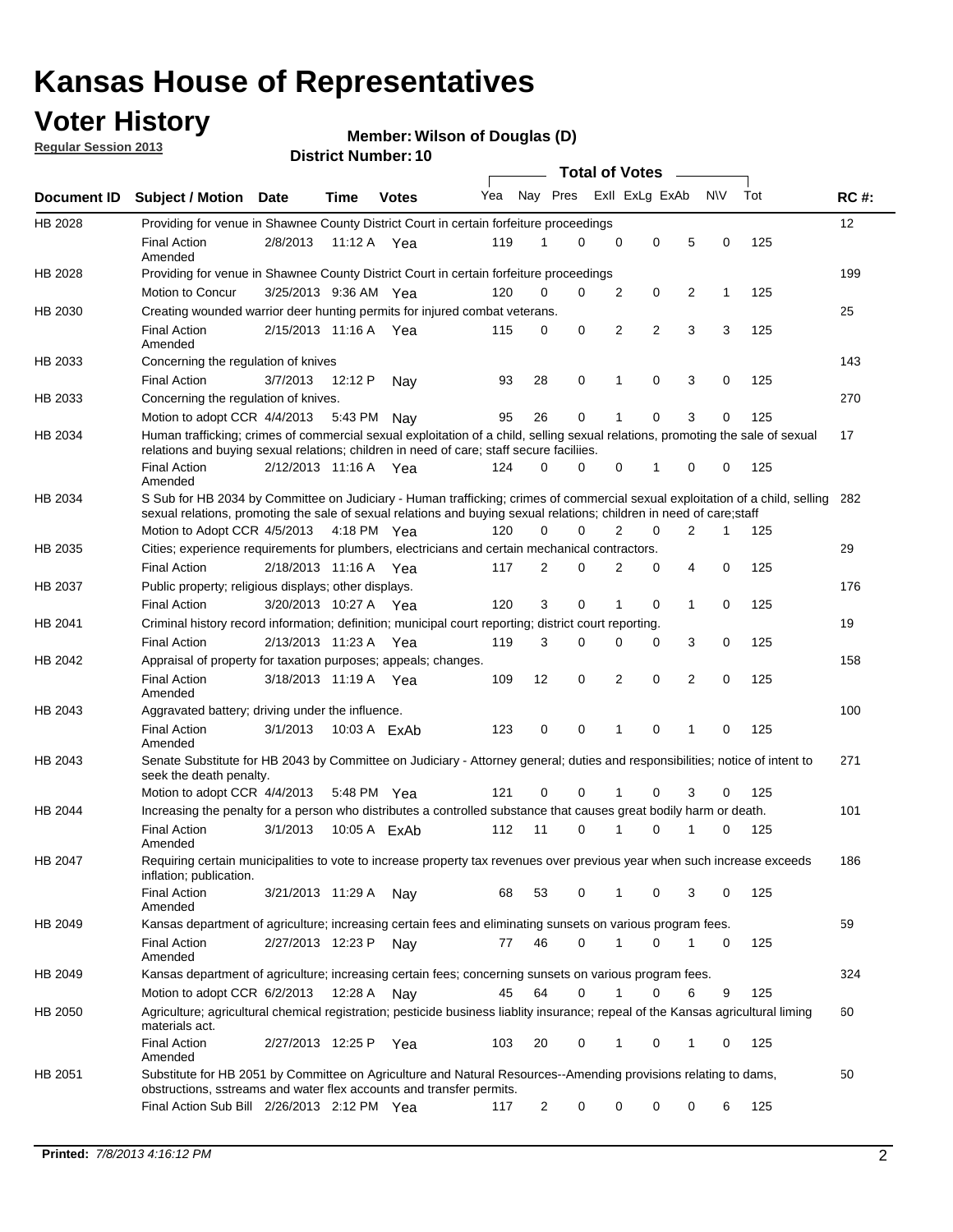# Kansas House of Representatives

## Voter History

**Regular Session 2013**

**Member: Wilson of Douglas (D)**

**District Number: 10**

| Document ID | Subject / Motion | Date | Time | Votes | Yea | Nay | Pres | ExII | ExLg | ExAb | N\V | Tot | RC #: |
|---|---|---|---|---|---|---|---|---|---|---|---|---|---|
| HB 2028 | Providing for venue in Shawnee County District Court in certain forfeiture proceedings | | | | | | | | | | | | 12 |
| | Final Action Amended | 2/8/2013 | 11:12 A | Yea | 119 | 1 | 0 | 0 | 0 | 5 | 0 | 125 | |
| HB 2028 | Providing for venue in Shawnee County District Court in certain forfeiture proceedings | | | | | | | | | | | | 199 |
| | Motion to Concur | 3/25/2013 | 9:36 AM | Yea | 120 | 0 | 0 | 2 | 0 | 2 | 1 | 125 | |
| HB 2030 | Creating wounded warrior deer hunting permits for injured combat veterans. | | | | | | | | | | | | 25 |
| | Final Action Amended | 2/15/2013 | 11:16 A | Yea | 115 | 0 | 0 | 2 | 2 | 3 | 3 | 125 | |
| HB 2033 | Concerning the regulation of knives | | | | | | | | | | | | 143 |
| | Final Action | 3/7/2013 | 12:12 P | Nay | 93 | 28 | 0 | 1 | 0 | 3 | 0 | 125 | |
| HB 2033 | Concerning the regulation of knives. | | | | | | | | | | | | 270 |
| | Motion to adopt CCR | 4/4/2013 | 5:43 PM | Nay | 95 | 26 | 0 | 1 | 0 | 3 | 0 | 125 | |
| HB 2034 | Human trafficking; crimes of commercial sexual exploitation of a child, selling sexual relations, promoting the sale of sexual relations and buying sexual relations; children in need of care; staff secure faciliies. | | | | | | | | | | | | 17 |
| | Final Action Amended | 2/12/2013 | 11:16 A | Yea | 124 | 0 | 0 | 0 | 1 | 0 | 0 | 125 | |
| HB 2034 | S Sub for HB 2034 by Committee on Judiciary - Human trafficking; crimes of commercial sexual exploitation of a child, selling sexual relations, promoting the sale of sexual relations and buying sexual relations; children in need of care;staff | | | | | | | | | | | | 282 |
| | Motion to Adopt CCR | 4/5/2013 | 4:18 PM | Yea | 120 | 0 | 0 | 2 | 0 | 2 | 1 | 125 | |
| HB 2035 | Cities; experience requirements for plumbers, electricians and certain mechanical contractors. | | | | | | | | | | | | 29 |
| | Final Action | 2/18/2013 | 11:16 A | Yea | 117 | 2 | 0 | 2 | 0 | 4 | 0 | 125 | |
| HB 2037 | Public property; religious displays; other displays. | | | | | | | | | | | | 176 |
| | Final Action | 3/20/2013 | 10:27 A | Yea | 120 | 3 | 0 | 1 | 0 | 1 | 0 | 125 | |
| HB 2041 | Criminal history record information; definition; municipal court reporting; district court reporting. | | | | | | | | | | | | 19 |
| | Final Action | 2/13/2013 | 11:23 A | Yea | 119 | 3 | 0 | 0 | 0 | 3 | 0 | 125 | |
| HB 2042 | Appraisal of property for taxation purposes; appeals; changes. | | | | | | | | | | | | 158 |
| | Final Action Amended | 3/18/2013 | 11:19 A | Yea | 109 | 12 | 0 | 2 | 0 | 2 | 0 | 125 | |
| HB 2043 | Aggravated battery; driving under the influence. | | | | | | | | | | | | 100 |
| | Final Action Amended | 3/1/2013 | 10:03 A | ExAb | 123 | 0 | 0 | 1 | 0 | 1 | 0 | 125 | |
| HB 2043 | Senate Substitute for HB 2043 by Committee on Judiciary - Attorney general; duties and responsibilities; notice of intent to seek the death penalty. | | | | | | | | | | | | 271 |
| | Motion to adopt CCR | 4/4/2013 | 5:48 PM | Yea | 121 | 0 | 0 | 1 | 0 | 3 | 0 | 125 | |
| HB 2044 | Increasing the penalty for a person who distributes a controlled substance that causes great bodily harm or death. | | | | | | | | | | | | 101 |
| | Final Action Amended | 3/1/2013 | 10:05 A | ExAb | 112 | 11 | 0 | 1 | 0 | 1 | 0 | 125 | |
| HB 2047 | Requiring certain municipalities to vote to increase property tax revenues over previous year when such increase exceeds inflation; publication. | | | | | | | | | | | | 186 |
| | Final Action Amended | 3/21/2013 | 11:29 A | Nay | 68 | 53 | 0 | 1 | 0 | 3 | 0 | 125 | |
| HB 2049 | Kansas department of agriculture; increasing certain fees and eliminating sunsets on various program fees. | | | | | | | | | | | | 59 |
| | Final Action Amended | 2/27/2013 | 12:23 P | Nay | 77 | 46 | 0 | 1 | 0 | 1 | 0 | 125 | |
| HB 2049 | Kansas department of agriculture; increasing certain fees; concerning sunsets on various program fees. | | | | | | | | | | | | 324 |
| | Motion to adopt CCR | 6/2/2013 | 12:28 A | Nay | 45 | 64 | 0 | 1 | 0 | 6 | 9 | 125 | |
| HB 2050 | Agriculture; agricultural chemical registration; pesticide business liablity insurance; repeal of the Kansas agricultural liming materials act. | | | | | | | | | | | | 60 |
| | Final Action Amended | 2/27/2013 | 12:25 P | Yea | 103 | 20 | 0 | 1 | 0 | 1 | 0 | 125 | |
| HB 2051 | Substitute for HB 2051 by Committee on Agriculture and Natural Resources--Amending provisions relating to dams, obstructions, sstreams and water flex accounts and transfer permits. | | | | | | | | | | | | 50 |
| | Final Action Sub Bill | 2/26/2013 | 2:12 PM | Yea | 117 | 2 | 0 | 0 | 0 | 0 | 6 | 125 | |

**Printed:** *7/8/2013 4:16:12 PM*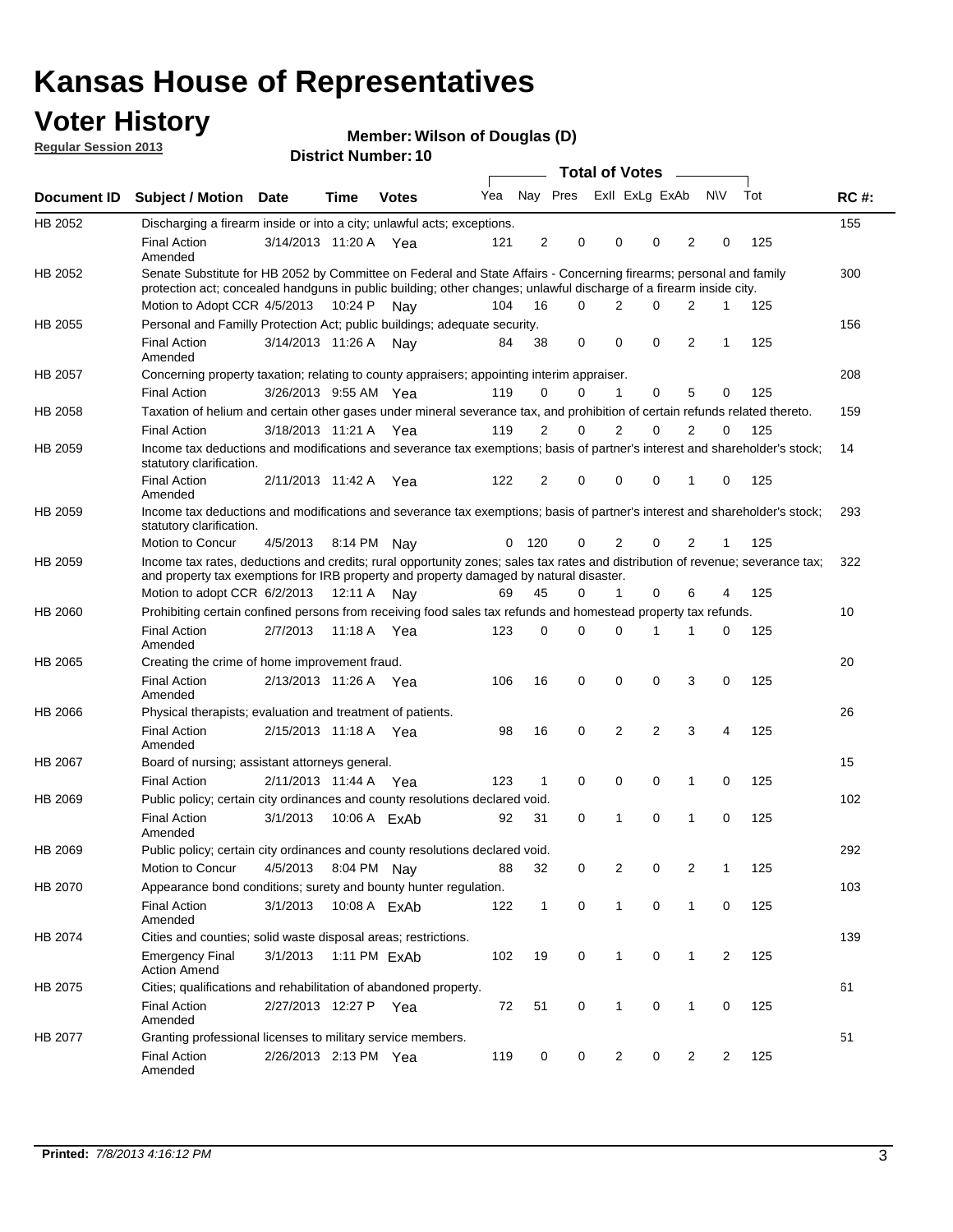# Kansas House of Representatives

## Voter History

**Regular Session 2013**

**Member: Wilson of Douglas (D)**

**District Number: 10**

| Document ID | Subject / Motion | Date | Time | Votes | Yea | Nay | Pres | ExII | ExLg | ExAb | N\V | Tot | RC #: |
|---|---|---|---|---|---|---|---|---|---|---|---|---|---|
| HB 2052 | Discharging a firearm inside or into a city; unlawful acts; exceptions. | | | | | | | | | | | | 155 |
| | Final Action Amended | 3/14/2013 | 11:20 A | Yea | 121 | 2 | 0 | 0 | 0 | 2 | 0 | 125 | |
| HB 2052 | Senate Substitute for HB 2052 by Committee on Federal and State Affairs - Concerning firearms; personal and family protection act; concealed handguns in public building; other changes; unlawful discharge of a firearm inside city. | | | | | | | | | | | | 300 |
| | Motion to Adopt CCR | 4/5/2013 | 10:24 P | Nay | 104 | 16 | 0 | 2 | 0 | 2 | 1 | 125 | |
| HB 2055 | Personal and Familly Protection Act; public buildings; adequate security. | | | | | | | | | | | | 156 |
| | Final Action Amended | 3/14/2013 | 11:26 A | Nay | 84 | 38 | 0 | 0 | 0 | 2 | 1 | 125 | |
| HB 2057 | Concerning property taxation; relating to county appraisers; appointing interim appraiser. | | | | | | | | | | | | 208 |
| | Final Action | 3/26/2013 | 9:55 AM | Yea | 119 | 0 | 0 | 1 | 0 | 5 | 0 | 125 | |
| HB 2058 | Taxation of helium and certain other gases under mineral severance tax, and prohibition of certain refunds related thereto. | | | | | | | | | | | | 159 |
| | Final Action | 3/18/2013 | 11:21 A | Yea | 119 | 2 | 0 | 2 | 0 | 2 | 0 | 125 | |
| HB 2059 | Income tax deductions and modifications and severance tax exemptions; basis of partner's interest and shareholder's stock; statutory clarification. | | | | | | | | | | | | 14 |
| | Final Action Amended | 2/11/2013 | 11:42 A | Yea | 122 | 2 | 0 | 0 | 0 | 1 | 0 | 125 | |
| HB 2059 | Income tax deductions and modifications and severance tax exemptions; basis of partner's interest and shareholder's stock; statutory clarification. | | | | | | | | | | | | 293 |
| | Motion to Concur | 4/5/2013 | 8:14 PM | Nay | 0 | 120 | 0 | 2 | 0 | 2 | 1 | 125 | |
| HB 2059 | Income tax rates, deductions and credits; rural opportunity zones; sales tax rates and distribution of revenue; severance tax; and property tax exemptions for IRB property and property damaged by natural disaster. | | | | | | | | | | | | 322 |
| | Motion to adopt CCR | 6/2/2013 | 12:11 A | Nay | 69 | 45 | 0 | 1 | 0 | 6 | 4 | 125 | |
| HB 2060 | Prohibiting certain confined persons from receiving food sales tax refunds and homestead property tax refunds. | | | | | | | | | | | | 10 |
| | Final Action Amended | 2/7/2013 | 11:18 A | Yea | 123 | 0 | 0 | 0 | 1 | 1 | 0 | 125 | |
| HB 2065 | Creating the crime of home improvement fraud. | | | | | | | | | | | | 20 |
| | Final Action Amended | 2/13/2013 | 11:26 A | Yea | 106 | 16 | 0 | 0 | 0 | 3 | 0 | 125 | |
| HB 2066 | Physical therapists; evaluation and treatment of patients. | | | | | | | | | | | | 26 |
| | Final Action Amended | 2/15/2013 | 11:18 A | Yea | 98 | 16 | 0 | 2 | 2 | 3 | 4 | 125 | |
| HB 2067 | Board of nursing; assistant attorneys general. | | | | | | | | | | | | 15 |
| | Final Action | 2/11/2013 | 11:44 A | Yea | 123 | 1 | 0 | 0 | 0 | 1 | 0 | 125 | |
| HB 2069 | Public policy; certain city ordinances and county resolutions declared void. | | | | | | | | | | | | 102 |
| | Final Action Amended | 3/1/2013 | 10:06 A | ExAb | 92 | 31 | 0 | 1 | 0 | 1 | 0 | 125 | |
| HB 2069 | Public policy; certain city ordinances and county resolutions declared void. | | | | | | | | | | | | 292 |
| | Motion to Concur | 4/5/2013 | 8:04 PM | Nay | 88 | 32 | 0 | 2 | 0 | 2 | 1 | 125 | |
| HB 2070 | Appearance bond conditions; surety and bounty hunter regulation. | | | | | | | | | | | | 103 |
| | Final Action Amended | 3/1/2013 | 10:08 A | ExAb | 122 | 1 | 0 | 1 | 0 | 1 | 0 | 125 | |
| HB 2074 | Cities and counties; solid waste disposal areas; restrictions. | | | | | | | | | | | | 139 |
| | Emergency Final Action Amend | 3/1/2013 | 1:11 PM | ExAb | 102 | 19 | 0 | 1 | 0 | 1 | 2 | 125 | |
| HB 2075 | Cities; qualifications and rehabilitation of abandoned property. | | | | | | | | | | | | 61 |
| | Final Action Amended | 2/27/2013 | 12:27 P | Yea | 72 | 51 | 0 | 1 | 0 | 1 | 0 | 125 | |
| HB 2077 | Granting professional licenses to military service members. | | | | | | | | | | | | 51 |
| | Final Action Amended | 2/26/2013 | 2:13 PM | Yea | 119 | 0 | 0 | 2 | 0 | 2 | 2 | 125 | |

**Printed:** *7/8/2013 4:16:12 PM*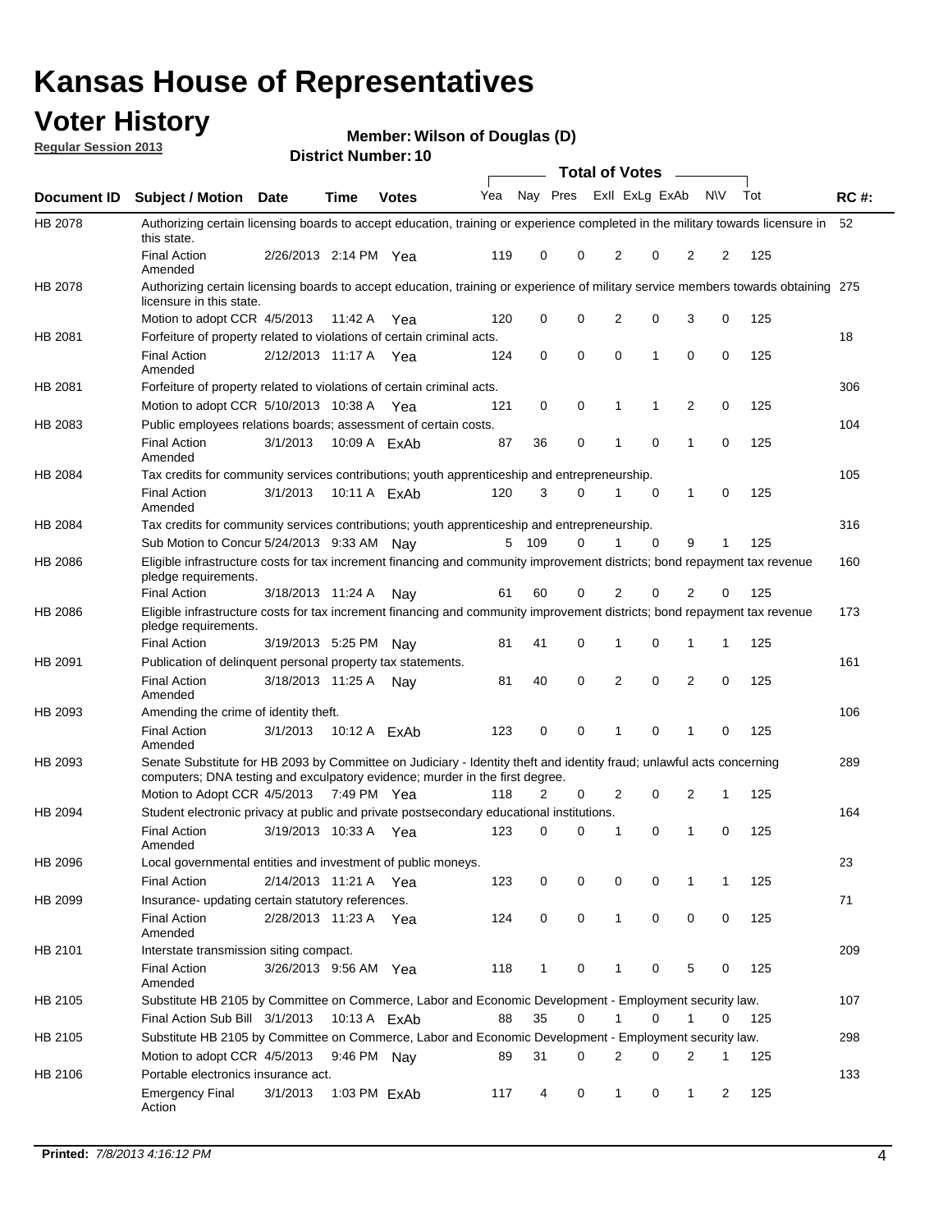# Kansas House of Representatives

## Voter History

**Regular Session 2013**

**Member: Wilson of Douglas (D)**

**District Number: 10**

| Document ID | Subject / Motion | Date | Time | Votes | Yea | Nay | Pres | ExlI | ExLg | ExAb | N\V | Tot | RC #: |
|---|---|---|---|---|---|---|---|---|---|---|---|---|---|
| HB 2078 | Authorizing certain licensing boards to accept education, training or experience completed in the military towards licensure in this state. | | | | | | | | | | | | 52 |
| | Final Action Amended | 2/26/2013 | 2:14 PM | Yea | 119 | 0 | 0 | 2 | 0 | 2 | 2 | 125 | |
| HB 2078 | Authorizing certain licensing boards to accept education, training or experience of military service members towards obtaining licensure in this state. | | | | | | | | | | | | 275 |
| | Motion to adopt CCR | 4/5/2013 | 11:42 A | Yea | 120 | 0 | 0 | 2 | 0 | 3 | 0 | 125 | |
| HB 2081 | Forfeiture of property related to violations of certain criminal acts. | | | | | | | | | | | | 18 |
| | Final Action Amended | 2/12/2013 | 11:17 A | Yea | 124 | 0 | 0 | 0 | 1 | 0 | 0 | 125 | |
| HB 2081 | Forfeiture of property related to violations of certain criminal acts. | | | | | | | | | | | | 306 |
| | Motion to adopt CCR | 5/10/2013 | 10:38 A | Yea | 121 | 0 | 0 | 1 | 1 | 2 | 0 | 125 | |
| HB 2083 | Public employees relations boards; assessment of certain costs. | | | | | | | | | | | | 104 |
| | Final Action Amended | 3/1/2013 | 10:09 A | ExAb | 87 | 36 | 0 | 1 | 0 | 1 | 0 | 125 | |
| HB 2084 | Tax credits for community services contributions; youth apprenticeship and entrepreneurship. | | | | | | | | | | | | 105 |
| | Final Action Amended | 3/1/2013 | 10:11 A | ExAb | 120 | 3 | 0 | 1 | 0 | 1 | 0 | 125 | |
| HB 2084 | Tax credits for community services contributions; youth apprenticeship and entrepreneurship. | | | | | | | | | | | | 316 |
| | Sub Motion to Concur | 5/24/2013 | 9:33 AM | Nay | 5 | 109 | 0 | 1 | 0 | 9 | 1 | 125 | |
| HB 2086 | Eligible infrastructure costs for tax increment financing and community improvement districts; bond repayment tax revenue pledge requirements. | | | | | | | | | | | | 160 |
| | Final Action | 3/18/2013 | 11:24 A | Nay | 61 | 60 | 0 | 2 | 0 | 2 | 0 | 125 | |
| HB 2086 | Eligible infrastructure costs for tax increment financing and community improvement districts; bond repayment tax revenue pledge requirements. | | | | | | | | | | | | 173 |
| | Final Action | 3/19/2013 | 5:25 PM | Nay | 81 | 41 | 0 | 1 | 0 | 1 | 1 | 125 | |
| HB 2091 | Publication of delinquent personal property tax statements. | | | | | | | | | | | | 161 |
| | Final Action Amended | 3/18/2013 | 11:25 A | Nay | 81 | 40 | 0 | 2 | 0 | 2 | 0 | 125 | |
| HB 2093 | Amending the crime of identity theft. | | | | | | | | | | | | 106 |
| | Final Action Amended | 3/1/2013 | 10:12 A | ExAb | 123 | 0 | 0 | 1 | 0 | 1 | 0 | 125 | |
| HB 2093 | Senate Substitute for HB 2093 by Committee on Judiciary - Identity theft and identity fraud; unlawful acts concerning computers; DNA testing and exculpatory evidence; murder in the first degree. | | | | | | | | | | | | 289 |
| | Motion to Adopt CCR | 4/5/2013 | 7:49 PM | Yea | 118 | 2 | 0 | 2 | 0 | 2 | 1 | 125 | |
| HB 2094 | Student electronic privacy at public and private postsecondary educational institutions. | | | | | | | | | | | | 164 |
| | Final Action Amended | 3/19/2013 | 10:33 A | Yea | 123 | 0 | 0 | 1 | 0 | 1 | 0 | 125 | |
| HB 2096 | Local governmental entities and investment of public moneys. | | | | | | | | | | | | 23 |
| | Final Action | 2/14/2013 | 11:21 A | Yea | 123 | 0 | 0 | 0 | 0 | 1 | 1 | 125 | |
| HB 2099 | Insurance- updating certain statutory references. | | | | | | | | | | | | 71 |
| | Final Action Amended | 2/28/2013 | 11:23 A | Yea | 124 | 0 | 0 | 1 | 0 | 0 | 0 | 125 | |
| HB 2101 | Interstate transmission siting compact. | | | | | | | | | | | | 209 |
| | Final Action Amended | 3/26/2013 | 9:56 AM | Yea | 118 | 1 | 0 | 1 | 0 | 5 | 0 | 125 | |
| HB 2105 | Substitute HB 2105 by Committee on Commerce, Labor and Economic Development - Employment security law. | | | | | | | | | | | | 107 |
| | Final Action Sub Bill | 3/1/2013 | 10:13 A | ExAb | 88 | 35 | 0 | 1 | 0 | 1 | 0 | 125 | |
| HB 2105 | Substitute HB 2105 by Committee on Commerce, Labor and Economic Development - Employment security law. | | | | | | | | | | | | 298 |
| | Motion to adopt CCR | 4/5/2013 | 9:46 PM | Nay | 89 | 31 | 0 | 2 | 0 | 2 | 1 | 125 | |
| HB 2106 | Portable electronics insurance act. | | | | | | | | | | | | 133 |
| | Emergency Final Action | 3/1/2013 | 1:03 PM | ExAb | 117 | 4 | 0 | 1 | 0 | 1 | 2 | 125 | |

**Printed:** *7/8/2013 4:16:12 PM*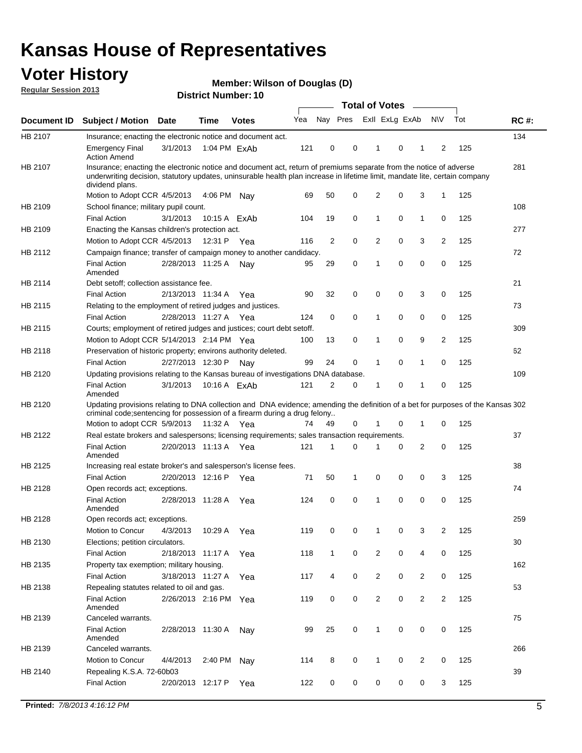# Kansas House of Representatives

## Voter History

**Regular Session 2013**

**Member: Wilson of Douglas (D)**

**District Number: 10**

| Document ID | Subject / Motion | Date | Time | Votes | Yea | Nay | Pres | ExII | ExLg | ExAb | N\V | Tot | RC #: |
|---|---|---|---|---|---|---|---|---|---|---|---|---|---|
| HB 2107 | Insurance; enacting the electronic notice and document act. | | | | | | | | | | | | 134 |
| | Emergency Final Action Amend | 3/1/2013 | 1:04 PM | ExAb | 121 | 0 | 0 | 1 | 0 | 1 | 2 | 125 | |
| HB 2107 | Insurance; enacting the electronic notice and document act, return of premiums separate from the notice of adverse underwriting decision, statutory updates, uninsurable health plan increase in lifetime limit, mandate lite, certain company dividend plans. | | | | | | | | | | | | 281 |
| | Motion to Adopt CCR | 4/5/2013 | 4:06 PM | Nay | 69 | 50 | 0 | 2 | 0 | 3 | 1 | 125 | |
| HB 2109 | School finance; military pupil count. | | | | | | | | | | | | 108 |
| | Final Action | 3/1/2013 | 10:15 A | ExAb | 104 | 19 | 0 | 1 | 0 | 1 | 0 | 125 | |
| HB 2109 | Enacting the Kansas children's protection act. | | | | | | | | | | | | 277 |
| | Motion to Adopt CCR | 4/5/2013 | 12:31 P | Yea | 116 | 2 | 0 | 2 | 0 | 3 | 2 | 125 | |
| HB 2112 | Campaign finance; transfer of campaign money to another candidacy. | | | | | | | | | | | | 72 |
| | Final Action Amended | 2/28/2013 | 11:25 A | Nay | 95 | 29 | 0 | 1 | 0 | 0 | 0 | 125 | |
| HB 2114 | Debt setoff; collection assistance fee. | | | | | | | | | | | | 21 |
| | Final Action | 2/13/2013 | 11:34 A | Yea | 90 | 32 | 0 | 0 | 0 | 3 | 0 | 125 | |
| HB 2115 | Relating to the employment of retired judges and justices. | | | | | | | | | | | | 73 |
| | Final Action | 2/28/2013 | 11:27 A | Yea | 124 | 0 | 0 | 1 | 0 | 0 | 0 | 125 | |
| HB 2115 | Courts; employment of retired judges and justices; court debt setoff. | | | | | | | | | | | | 309 |
| | Motion to Adopt CCR | 5/14/2013 | 2:14 PM | Yea | 100 | 13 | 0 | 1 | 0 | 9 | 2 | 125 | |
| HB 2118 | Preservation of historic property; environs authority deleted. | | | | | | | | | | | | 62 |
| | Final Action | 2/27/2013 | 12:30 P | Nay | 99 | 24 | 0 | 1 | 0 | 1 | 0 | 125 | |
| HB 2120 | Updating provisions relating to the Kansas bureau of investigations DNA database. | | | | | | | | | | | | 109 |
| | Final Action Amended | 3/1/2013 | 10:16 A | ExAb | 121 | 2 | 0 | 1 | 0 | 1 | 0 | 125 | |
| HB 2120 | Updating provisions relating to DNA collection and DNA evidence; amending the definition of a bet for purposes of the Kansas criminal code;sentencing for possession of a firearm during a drug felony.. | | | | | | | | | | | | 302 |
| | Motion to adopt CCR | 5/9/2013 | 11:32 A | Yea | 74 | 49 | 0 | 1 | 0 | 1 | 0 | 125 | |
| HB 2122 | Real estate brokers and salespersons; licensing requirements; sales transaction requirements. | | | | | | | | | | | | 37 |
| | Final Action Amended | 2/20/2013 | 11:13 A | Yea | 121 | 1 | 0 | 1 | 0 | 2 | 0 | 125 | |
| HB 2125 | Increasing real estate broker's and salesperson's license fees. | | | | | | | | | | | | 38 |
| | Final Action | 2/20/2013 | 12:16 P | Yea | 71 | 50 | 1 | 0 | 0 | 0 | 3 | 125 | |
| HB 2128 | Open records act; exceptions. | | | | | | | | | | | | 74 |
| | Final Action Amended | 2/28/2013 | 11:28 A | Yea | 124 | 0 | 0 | 1 | 0 | 0 | 0 | 125 | |
| HB 2128 | Open records act; exceptions. | | | | | | | | | | | | 259 |
| | Motion to Concur | 4/3/2013 | 10:29 A | Yea | 119 | 0 | 0 | 1 | 0 | 3 | 2 | 125 | |
| HB 2130 | Elections; petition circulators. | | | | | | | | | | | | 30 |
| | Final Action | 2/18/2013 | 11:17 A | Yea | 118 | 1 | 0 | 2 | 0 | 4 | 0 | 125 | |
| HB 2135 | Property tax exemption; military housing. | | | | | | | | | | | | 162 |
| | Final Action | 3/18/2013 | 11:27 A | Yea | 117 | 4 | 0 | 2 | 0 | 2 | 0 | 125 | |
| HB 2138 | Repealing statutes related to oil and gas. | | | | | | | | | | | | 53 |
| | Final Action Amended | 2/26/2013 | 2:16 PM | Yea | 119 | 0 | 0 | 2 | 0 | 2 | 2 | 125 | |
| HB 2139 | Canceled warrants. | | | | | | | | | | | | 75 |
| | Final Action Amended | 2/28/2013 | 11:30 A | Nay | 99 | 25 | 0 | 1 | 0 | 0 | 0 | 125 | |
| HB 2139 | Canceled warrants. | | | | | | | | | | | | 266 |
| | Motion to Concur | 4/4/2013 | 2:40 PM | Nay | 114 | 8 | 0 | 1 | 0 | 2 | 0 | 125 | |
| HB 2140 | Repealing K.S.A. 72-60b03 | | | | | | | | | | | | 39 |
| | Final Action | 2/20/2013 | 12:17 P | Yea | 122 | 0 | 0 | 0 | 0 | 0 | 3 | 125 | |

**Printed:** *7/8/2013 4:16:12 PM*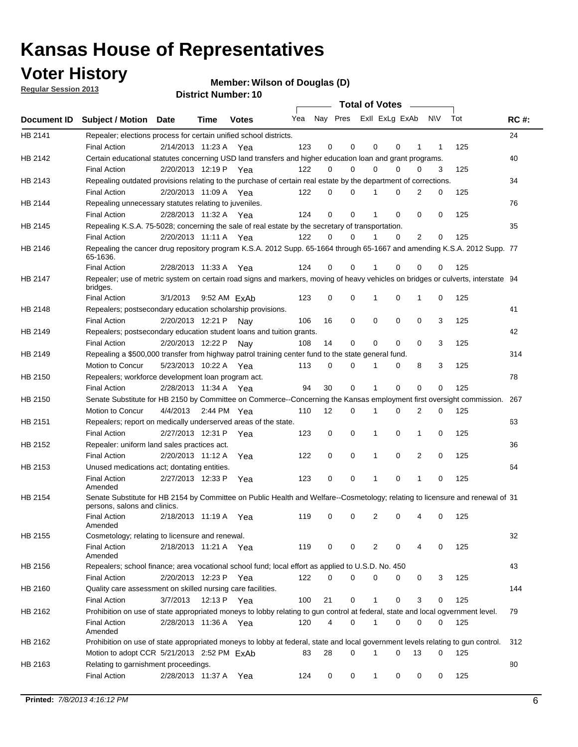# Kansas House of Representatives

## Voter History

**Regular Session 2013**

**Member: Wilson of Douglas (D)**

**District Number: 10**

| Document ID | Subject / Motion | Date | Time | Votes | Yea | Nay | Pres | ExII | ExLg | ExAb | N\V | Tot | RC #: |
|---|---|---|---|---|---|---|---|---|---|---|---|---|---|
| HB 2141 | Repealer; elections process for certain unified school districts. | | | | | | | | | | | | 24 |
| | Final Action | 2/14/2013 | 11:23 A | Yea | 123 | 0 | 0 | 0 | 0 | 1 | 1 | 125 | |
| HB 2142 | Certain educational statutes concerning USD land transfers and higher education loan and grant programs. | | | | | | | | | | | | 40 |
| | Final Action | 2/20/2013 | 12:19 P | Yea | 122 | 0 | 0 | 0 | 0 | 0 | 3 | 125 | |
| HB 2143 | Repealing outdated provisions relating to the purchase of certain real estate by the department of corrections. | | | | | | | | | | | | 34 |
| | Final Action | 2/20/2013 | 11:09 A | Yea | 122 | 0 | 0 | 1 | 0 | 2 | 0 | 125 | |
| HB 2144 | Repealing unnecessary statutes relating to juveniles. | | | | | | | | | | | | 76 |
| | Final Action | 2/28/2013 | 11:32 A | Yea | 124 | 0 | 0 | 1 | 0 | 0 | 0 | 125 | |
| HB 2145 | Repealing K.S.A. 75-5028; concerning the sale of real estate by the secretary of transportation. | | | | | | | | | | | | 35 |
| | Final Action | 2/20/2013 | 11:11 A | Yea | 122 | 0 | 0 | 1 | 0 | 2 | 0 | 125 | |
| HB 2146 | Repealing the cancer drug repository program K.S.A. 2012 Supp. 65-1664 through 65-1667 and amending K.S.A. 2012 Supp. 65-1636. | | | | | | | | | | | | 77 |
| | Final Action | 2/28/2013 | 11:33 A | Yea | 124 | 0 | 0 | 1 | 0 | 0 | 0 | 125 | |
| HB 2147 | Repealer; use of metric system on certain road signs and markers, moving of heavy vehicles on bridges or culverts, interstate bridges. | | | | | | | | | | | | 94 |
| | Final Action | 3/1/2013 | 9:52 AM | ExAb | 123 | 0 | 0 | 1 | 0 | 1 | 0 | 125 | |
| HB 2148 | Repealers; postsecondary education scholarship provisions. | | | | | | | | | | | | 41 |
| | Final Action | 2/20/2013 | 12:21 P | Nay | 106 | 16 | 0 | 0 | 0 | 0 | 3 | 125 | |
| HB 2149 | Repealers; postsecondary education student loans and tuition grants. | | | | | | | | | | | | 42 |
| | Final Action | 2/20/2013 | 12:22 P | Nay | 108 | 14 | 0 | 0 | 0 | 0 | 3 | 125 | |
| HB 2149 | Repealing a $500,000 transfer from highway patrol training center fund to the state general fund. | | | | | | | | | | | | 314 |
| | Motion to Concur | 5/23/2013 | 10:22 A | Yea | 113 | 0 | 0 | 1 | 0 | 8 | 3 | 125 | |
| HB 2150 | Repealers; workforce development loan program act. | | | | | | | | | | | | 78 |
| | Final Action | 2/28/2013 | 11:34 A | Yea | 94 | 30 | 0 | 1 | 0 | 0 | 0 | 125 | |
| HB 2150 | Senate Substitute for HB 2150 by Committee on Commerce--Concerning the Kansas employment first oversight commission. | | | | | | | | | | | | 267 |
| | Motion to Concur | 4/4/2013 | 2:44 PM | Yea | 110 | 12 | 0 | 1 | 0 | 2 | 0 | 125 | |
| HB 2151 | Repealers; report on medically underserved areas of the state. | | | | | | | | | | | | 63 |
| | Final Action | 2/27/2013 | 12:31 P | Yea | 123 | 0 | 0 | 1 | 0 | 1 | 0 | 125 | |
| HB 2152 | Repealer: uniform land sales practices act. | | | | | | | | | | | | 36 |
| | Final Action | 2/20/2013 | 11:12 A | Yea | 122 | 0 | 0 | 1 | 0 | 2 | 0 | 125 | |
| HB 2153 | Unused medications act; dontating entities. | | | | | | | | | | | | 64 |
| | Final Action Amended | 2/27/2013 | 12:33 P | Yea | 123 | 0 | 0 | 1 | 0 | 1 | 0 | 125 | |
| HB 2154 | Senate Substitute for HB 2154 by Committee on Public Health and Welfare--Cosmetology; relating to licensure and renewal of persons, salons and clinics. | | | | | | | | | | | | 31 |
| | Final Action Amended | 2/18/2013 | 11:19 A | Yea | 119 | 0 | 0 | 2 | 0 | 4 | 0 | 125 | |
| HB 2155 | Cosmetology; relating to licensure and renewal. | | | | | | | | | | | | 32 |
| | Final Action Amended | 2/18/2013 | 11:21 A | Yea | 119 | 0 | 0 | 2 | 0 | 4 | 0 | 125 | |
| HB 2156 | Repealers; school finance; area vocational school fund; local effort as applied to U.S.D. No. 450 | | | | | | | | | | | | 43 |
| | Final Action | 2/20/2013 | 12:23 P | Yea | 122 | 0 | 0 | 0 | 0 | 0 | 3 | 125 | |
| HB 2160 | Quality care assessment on skilled nursing care facilities. | | | | | | | | | | | | 144 |
| | Final Action | 3/7/2013 | 12:13 P | Yea | 100 | 21 | 0 | 1 | 0 | 3 | 0 | 125 | |
| HB 2162 | Prohibition on use of state appropriated moneys to lobby relating to gun control at federal, state and local ogvernment level. | | | | | | | | | | | | 79 |
| | Final Action Amended | 2/28/2013 | 11:36 A | Yea | 120 | 4 | 0 | 1 | 0 | 0 | 0 | 125 | |
| HB 2162 | Prohibition on use of state appropriated moneys to lobby at federal, state and local government levels relating to gun control. | | | | | | | | | | | | 312 |
| | Motion to adopt CCR | 5/21/2013 | 2:52 PM | ExAb | 83 | 28 | 0 | 1 | 0 | 13 | 0 | 125 | |
| HB 2163 | Relating to garnishment proceedings. | | | | | | | | | | | | 80 |
| | Final Action | 2/28/2013 | 11:37 A | Yea | 124 | 0 | 0 | 1 | 0 | 0 | 0 | 125 | |

**Printed:** *7/8/2013 4:16:12 PM*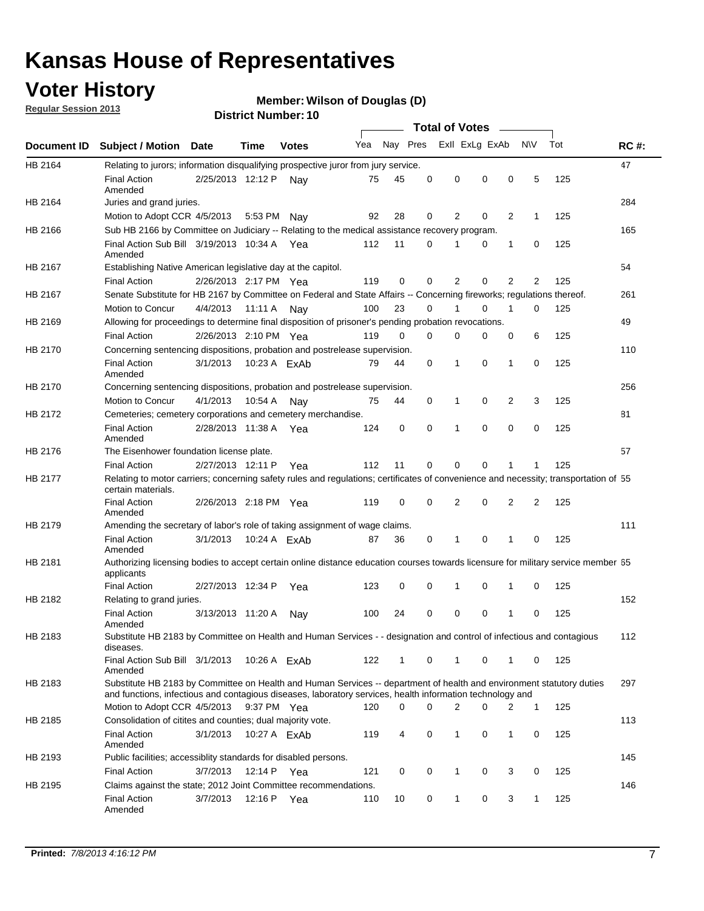# Kansas House of Representatives

## Voter History

**Regular Session 2013**

**Member: Wilson of Douglas (D)**

**District Number: 10**

| Document ID | Subject / Motion | Date | Time | Votes | Yea | Nay | Pres | ExII | ExLg | ExAb | N\V | Tot | RC #: |
|---|---|---|---|---|---|---|---|---|---|---|---|---|---|
| HB 2164 | Relating to jurors; information disqualifying prospective juror from jury service. | | | | | | | | | | | | 47 |
| | Final Action Amended | 2/25/2013 | 12:12 P | Nay | 75 | 45 | 0 | 0 | 0 | 0 | 5 | 125 | |
| HB 2164 | Juries and grand juries. | | | | | | | | | | | | 284 |
| | Motion to Adopt CCR | 4/5/2013 | 5:53 PM | Nay | 92 | 28 | 0 | 2 | 0 | 2 | 1 | 125 | |
| HB 2166 | Sub HB 2166 by Committee on Judiciary -- Relating to the medical assistance recovery program. | | | | | | | | | | | | 165 |
| | Final Action Sub Bill Amended | 3/19/2013 | 10:34 A | Yea | 112 | 11 | 0 | 1 | 0 | 1 | 0 | 125 | |
| HB 2167 | Establishing Native American legislative day at the capitol. | | | | | | | | | | | | 54 |
| | Final Action | 2/26/2013 | 2:17 PM | Yea | 119 | 0 | 0 | 2 | 0 | 2 | 2 | 125 | |
| HB 2167 | Senate Substitute for HB 2167 by Committee on Federal and State Affairs -- Concerning fireworks; regulations thereof. | | | | | | | | | | | | 261 |
| | Motion to Concur | 4/4/2013 | 11:11 A | Nay | 100 | 23 | 0 | 1 | 0 | 1 | 0 | 125 | |
| HB 2169 | Allowing for proceedings to determine final disposition of prisoner's pending probation revocations. | | | | | | | | | | | | 49 |
| | Final Action | 2/26/2013 | 2:10 PM | Yea | 119 | 0 | 0 | 0 | 0 | 0 | 6 | 125 | |
| HB 2170 | Concerning sentencing dispositions, probation and postrelease supervision. | | | | | | | | | | | | 110 |
| | Final Action Amended | 3/1/2013 | 10:23 A | ExAb | 79 | 44 | 0 | 1 | 0 | 1 | 0 | 125 | |
| HB 2170 | Concerning sentencing dispositions, probation and postrelease supervision. | | | | | | | | | | | | 256 |
| | Motion to Concur | 4/1/2013 | 10:54 A | Nay | 75 | 44 | 0 | 1 | 0 | 2 | 3 | 125 | |
| HB 2172 | Cemeteries; cemetery corporations and cemetery merchandise. | | | | | | | | | | | | 81 |
| | Final Action Amended | 2/28/2013 | 11:38 A | Yea | 124 | 0 | 0 | 1 | 0 | 0 | 0 | 125 | |
| HB 2176 | The Eisenhower foundation license plate. | | | | | | | | | | | | 57 |
| | Final Action | 2/27/2013 | 12:11 P | Yea | 112 | 11 | 0 | 0 | 0 | 1 | 1 | 125 | |
| HB 2177 | Relating to motor carriers; concerning safety rules and regulations; certificates of convenience and necessity; transportation of certain materials. | | | | | | | | | | | | 55 |
| | Final Action Amended | 2/26/2013 | 2:18 PM | Yea | 119 | 0 | 0 | 2 | 0 | 2 | 2 | 125 | |
| HB 2179 | Amending the secretary of labor's role of taking assignment of wage claims. | | | | | | | | | | | | 111 |
| | Final Action Amended | 3/1/2013 | 10:24 A | ExAb | 87 | 36 | 0 | 1 | 0 | 1 | 0 | 125 | |
| HB 2181 | Authorizing licensing bodies to accept certain online distance education courses towards licensure for military service member applicants | | | | | | | | | | | | 65 |
| | Final Action | 2/27/2013 | 12:34 P | Yea | 123 | 0 | 0 | 1 | 0 | 1 | 0 | 125 | |
| HB 2182 | Relating to grand juries. | | | | | | | | | | | | 152 |
| | Final Action Amended | 3/13/2013 | 11:20 A | Nay | 100 | 24 | 0 | 0 | 0 | 1 | 0 | 125 | |
| HB 2183 | Substitute HB 2183 by Committee on Health and Human Services - - designation and control of infectious and contagious diseases. | | | | | | | | | | | | 112 |
| | Final Action Sub Bill Amended | 3/1/2013 | 10:26 A | ExAb | 122 | 1 | 0 | 1 | 0 | 1 | 0 | 125 | |
| HB 2183 | Substitute HB 2183 by Committee on Health and Human Services -- department of health and environment statutory duties and functions, infectious and contagious diseases, laboratory services, health information technology and | | | | | | | | | | | | 297 |
| | Motion to Adopt CCR | 4/5/2013 | 9:37 PM | Yea | 120 | 0 | 0 | 2 | 0 | 2 | 1 | 125 | |
| HB 2185 | Consolidation of citites and counties; dual majority vote. | | | | | | | | | | | | 113 |
| | Final Action Amended | 3/1/2013 | 10:27 A | ExAb | 119 | 4 | 0 | 1 | 0 | 1 | 0 | 125 | |
| HB 2193 | Public facilities; accessiblity standards for disabled persons. | | | | | | | | | | | | 145 |
| | Final Action | 3/7/2013 | 12:14 P | Yea | 121 | 0 | 0 | 1 | 0 | 3 | 0 | 125 | |
| HB 2195 | Claims against the state; 2012 Joint Committee recommendations. | | | | | | | | | | | | 146 |
| | Final Action Amended | 3/7/2013 | 12:16 P | Yea | 110 | 10 | 0 | 1 | 0 | 3 | 1 | 125 | |

**Printed:** *7/8/2013 4:16:12 PM*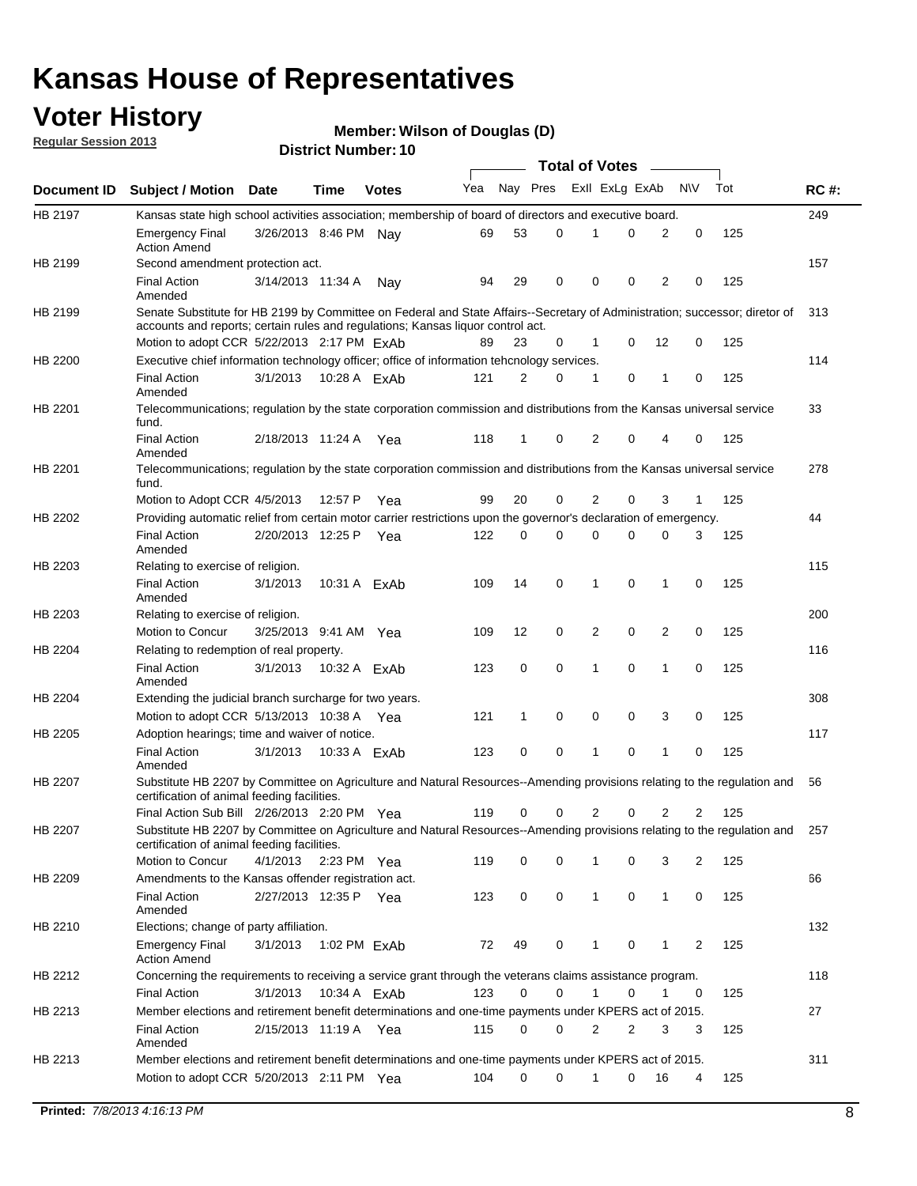# Kansas House of Representatives

## Voter History

**Regular Session 2013**

**Member: Wilson of Douglas (D)**

**District Number: 10**

| Document ID | Subject / Motion | Date | Time | Votes | Yea | Nay | Pres | ExII | ExLg | ExAb | N\V | Tot | RC #: |
|---|---|---|---|---|---|---|---|---|---|---|---|---|---|
| HB 2197 | Kansas state high school activities association; membership of board of directors and executive board. | | | | | | | | | | | | 249 |
| | Emergency Final Action Amend | 3/26/2013 | 8:46 PM | Nay | 69 | 53 | 0 | 1 | 0 | 2 | 0 | 125 | |
| HB 2199 | Second amendment protection act. | | | | | | | | | | | | 157 |
| | Final Action Amended | 3/14/2013 | 11:34 A | Nay | 94 | 29 | 0 | 0 | 0 | 2 | 0 | 125 | |
| HB 2199 | Senate Substitute for HB 2199 by Committee on Federal and State Affairs--Secretary of Administration; successor; diretor of accounts and reports; certain rules and regulations; Kansas liquor control act. | | | | | | | | | | | | 313 |
| | Motion to adopt CCR | 5/22/2013 | 2:17 PM | ExAb | 89 | 23 | 0 | 1 | 0 | 12 | 0 | 125 | |
| HB 2200 | Executive chief information technology officer; office of information tehcnology services. | | | | | | | | | | | | 114 |
| | Final Action Amended | 3/1/2013 | 10:28 A | ExAb | 121 | 2 | 0 | 1 | 0 | 1 | 0 | 125 | |
| HB 2201 | Telecommunications; regulation by the state corporation commission and distributions from the Kansas universal service fund. | | | | | | | | | | | | 33 |
| | Final Action Amended | 2/18/2013 | 11:24 A | Yea | 118 | 1 | 0 | 2 | 0 | 4 | 0 | 125 | |
| HB 2201 | Telecommunications; regulation by the state corporation commission and distributions from the Kansas universal service fund. | | | | | | | | | | | | 278 |
| | Motion to Adopt CCR | 4/5/2013 | 12:57 P | Yea | 99 | 20 | 0 | 2 | 0 | 3 | 1 | 125 | |
| HB 2202 | Providing automatic relief from certain motor carrier restrictions upon the governor's declaration of emergency. | | | | | | | | | | | | 44 |
| | Final Action Amended | 2/20/2013 | 12:25 P | Yea | 122 | 0 | 0 | 0 | 0 | 0 | 3 | 125 | |
| HB 2203 | Relating to exercise of religion. | | | | | | | | | | | | 115 |
| | Final Action Amended | 3/1/2013 | 10:31 A | ExAb | 109 | 14 | 0 | 1 | 0 | 1 | 0 | 125 | |
| HB 2203 | Relating to exercise of religion. | | | | | | | | | | | | 200 |
| | Motion to Concur | 3/25/2013 | 9:41 AM | Yea | 109 | 12 | 0 | 2 | 0 | 2 | 0 | 125 | |
| HB 2204 | Relating to redemption of real property. | | | | | | | | | | | | 116 |
| | Final Action Amended | 3/1/2013 | 10:32 A | ExAb | 123 | 0 | 0 | 1 | 0 | 1 | 0 | 125 | |
| HB 2204 | Extending the judicial branch surcharge for two years. | | | | | | | | | | | | 308 |
| | Motion to adopt CCR | 5/13/2013 | 10:38 A | Yea | 121 | 1 | 0 | 0 | 0 | 3 | 0 | 125 | |
| HB 2205 | Adoption hearings; time and waiver of notice. | | | | | | | | | | | | 117 |
| | Final Action Amended | 3/1/2013 | 10:33 A | ExAb | 123 | 0 | 0 | 1 | 0 | 1 | 0 | 125 | |
| HB 2207 | Substitute HB 2207 by Committee on Agriculture and Natural Resources--Amending provisions relating to the regulation and certification of animal feeding facilities. | | | | | | | | | | | | 56 |
| | Final Action Sub Bill | 2/26/2013 | 2:20 PM | Yea | 119 | 0 | 0 | 2 | 0 | 2 | 2 | 125 | |
| HB 2207 | Substitute HB 2207 by Committee on Agriculture and Natural Resources--Amending provisions relating to the regulation and certification of animal feeding facilities. | | | | | | | | | | | | 257 |
| | Motion to Concur | 4/1/2013 | 2:23 PM | Yea | 119 | 0 | 0 | 1 | 0 | 3 | 2 | 125 | |
| HB 2209 | Amendments to the Kansas offender registration act. | | | | | | | | | | | | 66 |
| | Final Action Amended | 2/27/2013 | 12:35 P | Yea | 123 | 0 | 0 | 1 | 0 | 1 | 0 | 125 | |
| HB 2210 | Elections; change of party affiliation. | | | | | | | | | | | | 132 |
| | Emergency Final Action Amend | 3/1/2013 | 1:02 PM | ExAb | 72 | 49 | 0 | 1 | 0 | 1 | 2 | 125 | |
| HB 2212 | Concerning the requirements to receiving a service grant through the veterans claims assistance program. | | | | | | | | | | | | 118 |
| | Final Action | 3/1/2013 | 10:34 A | ExAb | 123 | 0 | 0 | 1 | 0 | 1 | 0 | 125 | |
| HB 2213 | Member elections and retirement benefit determinations and one-time payments under KPERS act of 2015. | | | | | | | | | | | | 27 |
| | Final Action Amended | 2/15/2013 | 11:19 A | Yea | 115 | 0 | 0 | 2 | 2 | 3 | 3 | 125 | |
| HB 2213 | Member elections and retirement benefit determinations and one-time payments under KPERS act of 2015. | | | | | | | | | | | | 311 |
| | Motion to adopt CCR | 5/20/2013 | 2:11 PM | Yea | 104 | 0 | 0 | 1 | 0 | 16 | 4 | 125 | |

**Printed:** *7/8/2013 4:16:13 PM*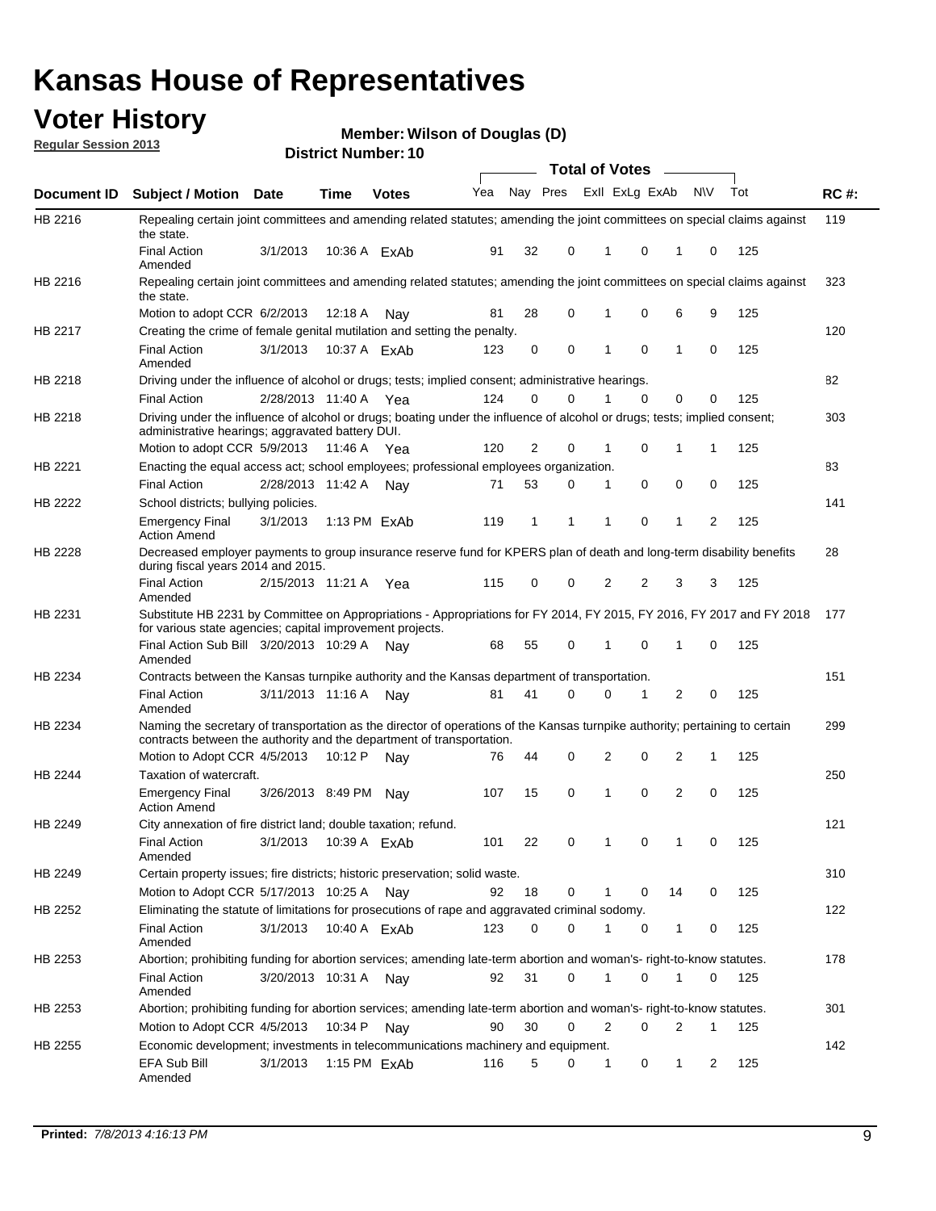# Kansas House of Representatives

## Voter History

**Regular Session 2013**

**Member: Wilson of Douglas (D)**

**District Number: 10**

| Document ID | Subject / Motion | Date | Time | Votes | Yea | Nay | Pres | ExII | ExLg | ExAb | N\V | Tot | RC #: |
|---|---|---|---|---|---|---|---|---|---|---|---|---|---|
| HB 2216 | Repealing certain joint committees and amending related statutes; amending the joint committees on special claims against the state. | | | | | | | | | | | | 119 |
| | Final Action Amended | 3/1/2013 | 10:36 A | ExAb | 91 | 32 | 0 | 1 | 0 | 1 | 0 | 125 | |
| HB 2216 | Repealing certain joint committees and amending related statutes; amending the joint committees on special claims against the state. | | | | | | | | | | | | 323 |
| | Motion to adopt CCR | 6/2/2013 | 12:18 A | Nay | 81 | 28 | 0 | 1 | 0 | 6 | 9 | 125 | |
| HB 2217 | Creating the crime of female genital mutilation and setting the penalty. | | | | | | | | | | | | 120 |
| | Final Action Amended | 3/1/2013 | 10:37 A | ExAb | 123 | 0 | 0 | 1 | 0 | 1 | 0 | 125 | |
| HB 2218 | Driving under the influence of alcohol or drugs; tests; implied consent; administrative hearings. | | | | | | | | | | | | 82 |
| | Final Action | 2/28/2013 | 11:40 A | Yea | 124 | 0 | 0 | 1 | 0 | 0 | 0 | 125 | |
| HB 2218 | Driving under the influence of alcohol or drugs; boating under the influence of alcohol or drugs; tests; implied consent; administrative hearings; aggravated battery DUI. | | | | | | | | | | | | 303 |
| | Motion to adopt CCR | 5/9/2013 | 11:46 A | Yea | 120 | 2 | 0 | 1 | 0 | 1 | 1 | 125 | |
| HB 2221 | Enacting the equal access act; school employees; professional employees organization. | | | | | | | | | | | | 83 |
| | Final Action | 2/28/2013 | 11:42 A | Nay | 71 | 53 | 0 | 1 | 0 | 0 | 0 | 125 | |
| HB 2222 | School districts; bullying policies. | | | | | | | | | | | | 141 |
| | Emergency Final Action Amend | 3/1/2013 | 1:13 PM | ExAb | 119 | 1 | 1 | 1 | 0 | 1 | 2 | 125 | |
| HB 2228 | Decreased employer payments to group insurance reserve fund for KPERS plan of death and long-term disability benefits during fiscal years 2014 and 2015. | | | | | | | | | | | | 28 |
| | Final Action Amended | 2/15/2013 | 11:21 A | Yea | 115 | 0 | 0 | 2 | 2 | 3 | 3 | 125 | |
| HB 2231 | Substitute HB 2231 by Committee on Appropriations - Appropriations for FY 2014, FY 2015, FY 2016, FY 2017 and FY 2018 for various state agencies; capital improvement projects. | | | | | | | | | | | | 177 |
| | Final Action Sub Bill Amended | 3/20/2013 | 10:29 A | Nay | 68 | 55 | 0 | 1 | 0 | 1 | 0 | 125 | |
| HB 2234 | Contracts between the Kansas turnpike authority and the Kansas department of transportation. | | | | | | | | | | | | 151 |
| | Final Action Amended | 3/11/2013 | 11:16 A | Nay | 81 | 41 | 0 | 0 | 1 | 2 | 0 | 125 | |
| HB 2234 | Naming the secretary of transportation as the director of operations of the Kansas turnpike authority; pertaining to certain contracts between the authority and the department of transportation. | | | | | | | | | | | | 299 |
| | Motion to Adopt CCR | 4/5/2013 | 10:12 P | Nay | 76 | 44 | 0 | 2 | 0 | 2 | 1 | 125 | |
| HB 2244 | Taxation of watercraft. | | | | | | | | | | | | 250 |
| | Emergency Final Action Amend | 3/26/2013 | 8:49 PM | Nay | 107 | 15 | 0 | 1 | 0 | 2 | 0 | 125 | |
| HB 2249 | City annexation of fire district land; double taxation; refund. | | | | | | | | | | | | 121 |
| | Final Action Amended | 3/1/2013 | 10:39 A | ExAb | 101 | 22 | 0 | 1 | 0 | 1 | 0 | 125 | |
| HB 2249 | Certain property issues; fire districts; historic preservation; solid waste. | | | | | | | | | | | | 310 |
| | Motion to Adopt CCR | 5/17/2013 | 10:25 A | Nay | 92 | 18 | 0 | 1 | 0 | 14 | 0 | 125 | |
| HB 2252 | Eliminating the statute of limitations for prosecutions of rape and aggravated criminal sodomy. | | | | | | | | | | | | 122 |
| | Final Action Amended | 3/1/2013 | 10:40 A | ExAb | 123 | 0 | 0 | 1 | 0 | 1 | 0 | 125 | |
| HB 2253 | Abortion; prohibiting funding for abortion services; amending late-term abortion and woman's- right-to-know statutes. | | | | | | | | | | | | 178 |
| | Final Action Amended | 3/20/2013 | 10:31 A | Nay | 92 | 31 | 0 | 1 | 0 | 1 | 0 | 125 | |
| HB 2253 | Abortion; prohibiting funding for abortion services; amending late-term abortion and woman's- right-to-know statutes. | | | | | | | | | | | | 301 |
| | Motion to Adopt CCR | 4/5/2013 | 10:34 P | Nay | 90 | 30 | 0 | 2 | 0 | 2 | 1 | 125 | |
| HB 2255 | Economic development; investments in telecommunications machinery and equipment. | | | | | | | | | | | | 142 |
| | EFA Sub Bill Amended | 3/1/2013 | 1:15 PM | ExAb | 116 | 5 | 0 | 1 | 0 | 1 | 2 | 125 | |

**Printed:** 7/8/2013 4:16:13 PM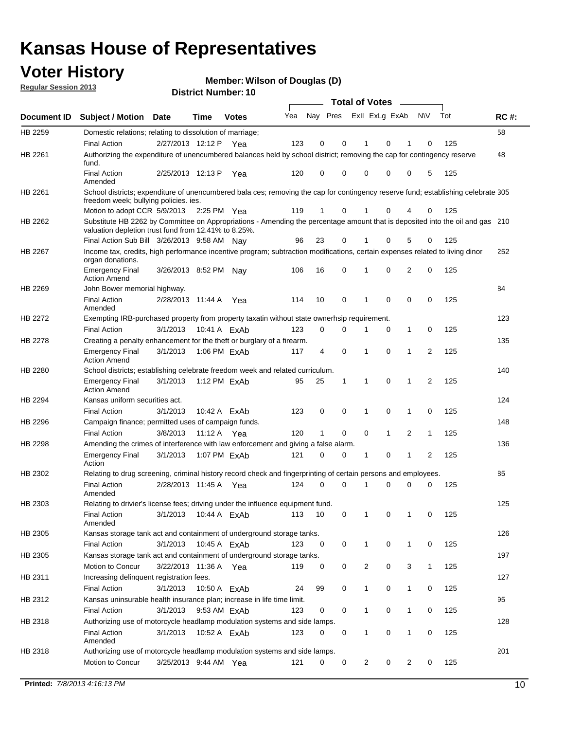# Kansas House of Representatives

## Voter History

**Regular Session 2013**

**Member: Wilson of Douglas (D)**

**District Number: 10**

| Document ID | Subject / Motion | Date | Time | Votes | Yea | Nay | Pres | ExII | ExLg | ExAb | N\V | Tot | RC #: |
|---|---|---|---|---|---|---|---|---|---|---|---|---|---|
| HB 2259 | Domestic relations; relating to dissolution of marriage; | | | | | | | | | | | | 58 |
| | Final Action | 2/27/2013 | 12:12 P | Yea | 123 | 0 | 0 | 1 | 0 | 1 | 0 | 125 | |
| HB 2261 | Authorizing the expenditure of unencumbered balances held by school district; removing the cap for contingency reserve fund. | | | | | | | | | | | | 48 |
| | Final Action Amended | 2/25/2013 | 12:13 P | Yea | 120 | 0 | 0 | 0 | 0 | 0 | 5 | 125 | |
| HB 2261 | School districts; expenditure of unencumbered bala ces; removing the cap for contingency reserve fund; establishing celebrate freedom week; bullying policies. ies. | | | | | | | | | | | | 305 |
| | Motion to adopt CCR | 5/9/2013 | 2:25 PM | Yea | 119 | 1 | 0 | 1 | 0 | 4 | 0 | 125 | |
| HB 2262 | Substitute HB 2262 by Committee on Appropriations - Amending the percentage amount that is deposited into the oil and gas valuation depletion trust fund from 12.41% to 8.25%. | | | | | | | | | | | | 210 |
| | Final Action Sub Bill | 3/26/2013 | 9:58 AM | Nay | 96 | 23 | 0 | 1 | 0 | 5 | 0 | 125 | |
| HB 2267 | Income tax, credits, high performance incentive program; subtraction modifications, certain expenses related to living dinor organ donations. | | | | | | | | | | | | 252 |
| | Emergency Final Action Amend | 3/26/2013 | 8:52 PM | Nay | 106 | 16 | 0 | 1 | 0 | 2 | 0 | 125 | |
| HB 2269 | John Bower memorial highway. | | | | | | | | | | | | 84 |
| | Final Action Amended | 2/28/2013 | 11:44 A | Yea | 114 | 10 | 0 | 1 | 0 | 0 | 0 | 125 | |
| HB 2272 | Exempting IRB-purchased property from property taxatin without state ownerhsip requirement. | | | | | | | | | | | | 123 |
| | Final Action | 3/1/2013 | 10:41 A | ExAb | 123 | 0 | 0 | 1 | 0 | 1 | 0 | 125 | |
| HB 2278 | Creating a penalty enhancement for the theft or burglary of a firearm. | | | | | | | | | | | | 135 |
| | Emergency Final Action Amend | 3/1/2013 | 1:06 PM | ExAb | 117 | 4 | 0 | 1 | 0 | 1 | 2 | 125 | |
| HB 2280 | School districts; establishing celebrate freedom week and related curriculum. | | | | | | | | | | | | 140 |
| | Emergency Final Action Amend | 3/1/2013 | 1:12 PM | ExAb | 95 | 25 | 1 | 1 | 0 | 1 | 2 | 125 | |
| HB 2294 | Kansas uniform securities act. | | | | | | | | | | | | 124 |
| | Final Action | 3/1/2013 | 10:42 A | ExAb | 123 | 0 | 0 | 1 | 0 | 1 | 0 | 125 | |
| HB 2296 | Campaign finance; permitted uses of campaign funds. | | | | | | | | | | | | 148 |
| | Final Action | 3/8/2013 | 11:12 A | Yea | 120 | 1 | 0 | 0 | 1 | 2 | 1 | 125 | |
| HB 2298 | Amending the crimes of interference with law enforcement and giving a false alarm. | | | | | | | | | | | | 136 |
| | Emergency Final Action | 3/1/2013 | 1:07 PM | ExAb | 121 | 0 | 0 | 1 | 0 | 1 | 2 | 125 | |
| HB 2302 | Relating to drug screening, criminal history record check and fingerprinting of certain persons and employees. | | | | | | | | | | | | 85 |
| | Final Action Amended | 2/28/2013 | 11:45 A | Yea | 124 | 0 | 0 | 1 | 0 | 0 | 0 | 125 | |
| HB 2303 | Relating to drivier's license fees; driving under the influence equipment fund. | | | | | | | | | | | | 125 |
| | Final Action Amended | 3/1/2013 | 10:44 A | ExAb | 113 | 10 | 0 | 1 | 0 | 1 | 0 | 125 | |
| HB 2305 | Kansas storage tank act and containment of underground storage tanks. | | | | | | | | | | | | 126 |
| | Final Action | 3/1/2013 | 10:45 A | ExAb | 123 | 0 | 0 | 1 | 0 | 1 | 0 | 125 | |
| HB 2305 | Kansas storage tank act and containment of underground storage tanks. | | | | | | | | | | | | 197 |
| | Motion to Concur | 3/22/2013 | 11:36 A | Yea | 119 | 0 | 0 | 2 | 0 | 3 | 1 | 125 | |
| HB 2311 | Increasing delinquent registration fees. | | | | | | | | | | | | 127 |
| | Final Action | 3/1/2013 | 10:50 A | ExAb | 24 | 99 | 0 | 1 | 0 | 1 | 0 | 125 | |
| HB 2312 | Kansas uninsurable health insurance plan; increase in life time limit. | | | | | | | | | | | | 95 |
| | Final Action | 3/1/2013 | 9:53 AM | ExAb | 123 | 0 | 0 | 1 | 0 | 1 | 0 | 125 | |
| HB 2318 | Authorizing use of motorcycle headlamp modulation systems and side lamps. | | | | | | | | | | | | 128 |
| | Final Action Amended | 3/1/2013 | 10:52 A | ExAb | 123 | 0 | 0 | 1 | 0 | 1 | 0 | 125 | |
| HB 2318 | Authorizing use of motorcycle headlamp modulation systems and side lamps. | | | | | | | | | | | | 201 |
| | Motion to Concur | 3/25/2013 | 9:44 AM | Yea | 121 | 0 | 0 | 2 | 0 | 2 | 0 | 125 | |

**Printed:** *7/8/2013 4:16:13 PM*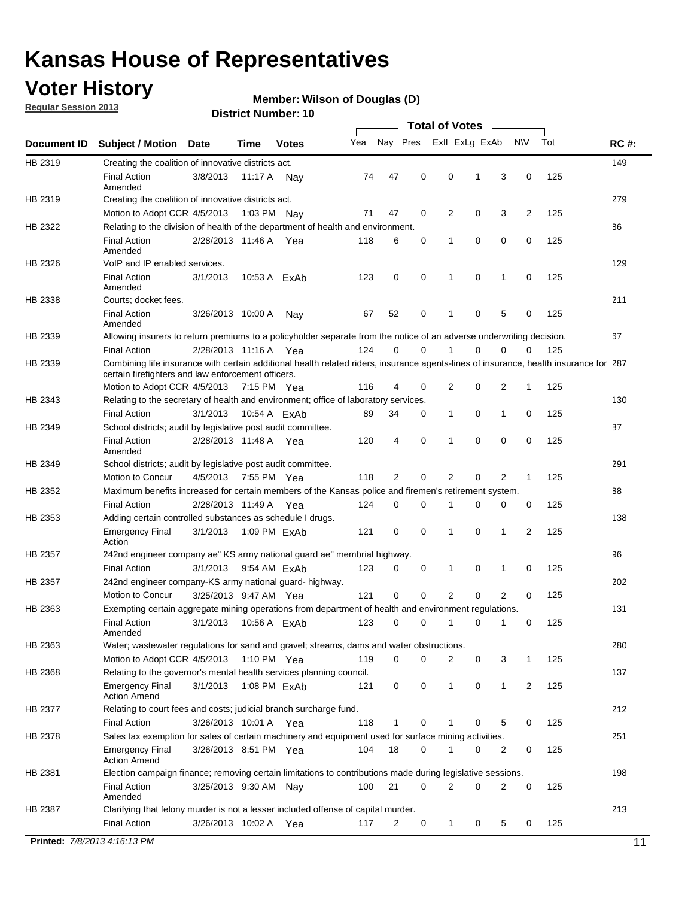# Kansas House of Representatives

## Voter History

**Regular Session 2013**

**Member: Wilson of Douglas (D)**

**District Number: 10**

| Document ID | Subject / Motion | Date | Time | Votes | Yea | Nay | Pres | ExII | ExLg | ExAb | N\V | Tot | RC #: |
|---|---|---|---|---|---|---|---|---|---|---|---|---|---|
| HB 2319 | Creating the coalition of innovative districts act. | | | | | | | | | | | | 149 |
| | Final Action Amended | 3/8/2013 | 11:17 A | Nay | 74 | 47 | 0 | 0 | 1 | 3 | 0 | 125 | |
| HB 2319 | Creating the coalition of innovative districts act. | | | | | | | | | | | | 279 |
| | Motion to Adopt CCR | 4/5/2013 | 1:03 PM | Nay | 71 | 47 | 0 | 2 | 0 | 3 | 2 | 125 | |
| HB 2322 | Relating to the division of health of the department of health and environment. | | | | | | | | | | | | 86 |
| | Final Action Amended | 2/28/2013 | 11:46 A | Yea | 118 | 6 | 0 | 1 | 0 | 0 | 0 | 125 | |
| HB 2326 | VoIP and IP enabled services. | | | | | | | | | | | | 129 |
| | Final Action Amended | 3/1/2013 | 10:53 A | ExAb | 123 | 0 | 0 | 1 | 0 | 1 | 0 | 125 | |
| HB 2338 | Courts; docket fees. | | | | | | | | | | | | 211 |
| | Final Action Amended | 3/26/2013 | 10:00 A | Nay | 67 | 52 | 0 | 1 | 0 | 5 | 0 | 125 | |
| HB 2339 | Allowing insurers to return premiums to a policyholder separate from the notice of an adverse underwriting decision. | | | | | | | | | | | | 67 |
| | Final Action | 2/28/2013 | 11:16 A | Yea | 124 | 0 | 0 | 1 | 0 | 0 | 0 | 125 | |
| HB 2339 | Combining life insurance with certain additional health related riders, insurance agents-lines of insurance, health insurance for certain firefighters and law enforcement officers. | | | | | | | | | | | | 287 |
| | Motion to Adopt CCR | 4/5/2013 | 7:15 PM | Yea | 116 | 4 | 0 | 2 | 0 | 2 | 1 | 125 | |
| HB 2343 | Relating to the secretary of health and environment; office of laboratory services. | | | | | | | | | | | | 130 |
| | Final Action | 3/1/2013 | 10:54 A | ExAb | 89 | 34 | 0 | 1 | 0 | 1 | 0 | 125 | |
| HB 2349 | School districts; audit by legislative post audit committee. | | | | | | | | | | | | 87 |
| | Final Action Amended | 2/28/2013 | 11:48 A | Yea | 120 | 4 | 0 | 1 | 0 | 0 | 0 | 125 | |
| HB 2349 | School districts; audit by legislative post audit committee. | | | | | | | | | | | | 291 |
| | Motion to Concur | 4/5/2013 | 7:55 PM | Yea | 118 | 2 | 0 | 2 | 0 | 2 | 1 | 125 | |
| HB 2352 | Maximum benefits increased for certain members of the Kansas police and firemen's retirement system. | | | | | | | | | | | | 88 |
| | Final Action | 2/28/2013 | 11:49 A | Yea | 124 | 0 | 0 | 1 | 0 | 0 | 0 | 125 | |
| HB 2353 | Adding certain controlled substances as schedule I drugs. | | | | | | | | | | | | 138 |
| | Emergency Final Action | 3/1/2013 | 1:09 PM | ExAb | 121 | 0 | 0 | 1 | 0 | 1 | 2 | 125 | |
| HB 2357 | 242nd engineer company ae" KS army national guard ae" membrial highway. | | | | | | | | | | | | 96 |
| | Final Action | 3/1/2013 | 9:54 AM | ExAb | 123 | 0 | 0 | 1 | 0 | 1 | 0 | 125 | |
| HB 2357 | 242nd engineer company-KS army national guard- highway. | | | | | | | | | | | | 202 |
| | Motion to Concur | 3/25/2013 | 9:47 AM | Yea | 121 | 0 | 0 | 2 | 0 | 2 | 0 | 125 | |
| HB 2363 | Exempting certain aggregate mining operations from department of health and environment regulations. | | | | | | | | | | | | 131 |
| | Final Action Amended | 3/1/2013 | 10:56 A | ExAb | 123 | 0 | 0 | 1 | 0 | 1 | 0 | 125 | |
| HB 2363 | Water; wastewater regulations for sand and gravel; streams, dams and water obstructions. | | | | | | | | | | | | 280 |
| | Motion to Adopt CCR | 4/5/2013 | 1:10 PM | Yea | 119 | 0 | 0 | 2 | 0 | 3 | 1 | 125 | |
| HB 2368 | Relating to the governor's mental health services planning council. | | | | | | | | | | | | 137 |
| | Emergency Final Action Amend | 3/1/2013 | 1:08 PM | ExAb | 121 | 0 | 0 | 1 | 0 | 1 | 2 | 125 | |
| HB 2377 | Relating to court fees and costs; judicial branch surcharge fund. | | | | | | | | | | | | 212 |
| | Final Action | 3/26/2013 | 10:01 A | Yea | 118 | 1 | 0 | 1 | 0 | 5 | 0 | 125 | |
| HB 2378 | Sales tax exemption for sales of certain machinery and equipment used for surface mining activities. | | | | | | | | | | | | 251 |
| | Emergency Final Action Amend | 3/26/2013 | 8:51 PM | Yea | 104 | 18 | 0 | 1 | 0 | 2 | 0 | 125 | |
| HB 2381 | Election campaign finance; removing certain limitations to contributions made during legislative sessions. | | | | | | | | | | | | 198 |
| | Final Action Amended | 3/25/2013 | 9:30 AM | Nay | 100 | 21 | 0 | 2 | 0 | 2 | 0 | 125 | |
| HB 2387 | Clarifying that felony murder is not a lesser included offense of capital murder. | | | | | | | | | | | | 213 |
| | Final Action | 3/26/2013 | 10:02 A | Yea | 117 | 2 | 0 | 1 | 0 | 5 | 0 | 125 | |

**Printed:** *7/8/2013 4:16:13 PM*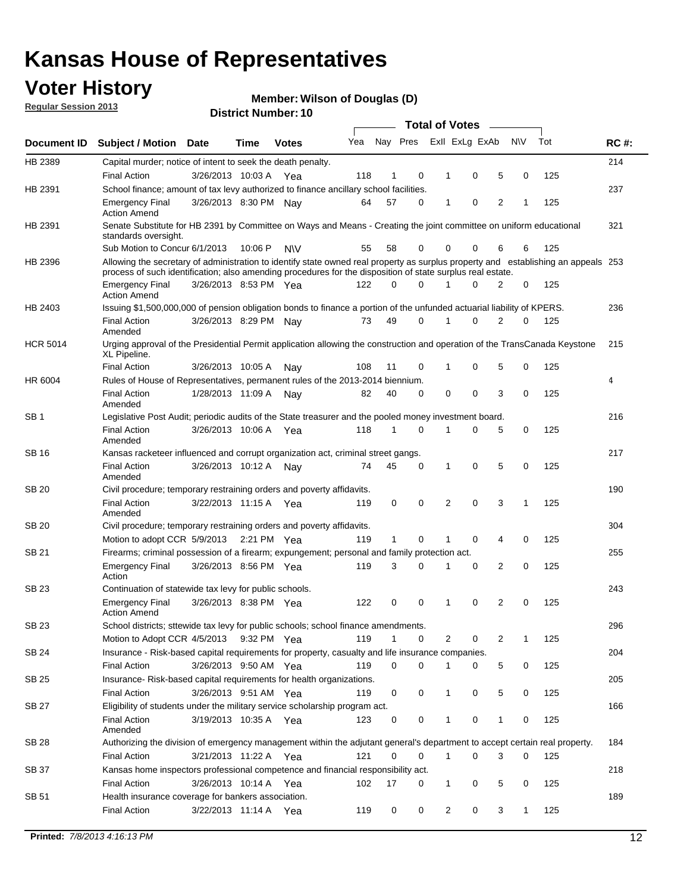# Kansas House of Representatives

## Voter History

**Regular Session 2013**

**Member: Wilson of Douglas (D)**

**District Number: 10**

| Document ID | Subject / Motion | Date | Time | Votes | Yea | Nay | Pres | ExII | ExLg | ExAb | N\V | Tot | RC #: |
|---|---|---|---|---|---|---|---|---|---|---|---|---|---|
| HB 2389 | Capital murder; notice of intent to seek the death penalty. | | | | | | | | | | | | 214 |
| | Final Action | 3/26/2013 | 10:03 A | Yea | 118 | 1 | 0 | 1 | 0 | 5 | 0 | 125 | |
| HB 2391 | School finance; amount of tax levy authorized to finance ancillary school facilities. | | | | | | | | | | | | 237 |
| | Emergency Final Action Amend | 3/26/2013 | 8:30 PM | Nay | 64 | 57 | 0 | 1 | 0 | 2 | 1 | 125 | |
| HB 2391 | Senate Substitute for HB 2391 by Committee on Ways and Means - Creating the joint committee on uniform educational standards oversight. | | | | | | | | | | | | 321 |
| | Sub Motion to Concur | 6/1/2013 | 10:06 P | N\V | 55 | 58 | 0 | 0 | 0 | 6 | 6 | 125 | |
| HB 2396 | Allowing the secretary of administration to identify state owned real property as surplus property and establishing an appeals process of such identification; also amending procedures for the disposition of state surplus real estate. | | | | | | | | | | | | 253 |
| | Emergency Final Action Amend | 3/26/2013 | 8:53 PM | Yea | 122 | 0 | 0 | 1 | 0 | 2 | 0 | 125 | |
| HB 2403 | Issuing $1,500,000,000 of pension obligation bonds to finance a portion of the unfunded actuarial liability of KPERS. | | | | | | | | | | | | 236 |
| | Final Action Amended | 3/26/2013 | 8:29 PM | Nay | 73 | 49 | 0 | 1 | 0 | 2 | 0 | 125 | |
| HCR 5014 | Urging approval of the Presidential Permit application allowing the construction and operation of the TransCanada Keystone XL Pipeline. | | | | | | | | | | | | 215 |
| | Final Action | 3/26/2013 | 10:05 A | Nay | 108 | 11 | 0 | 1 | 0 | 5 | 0 | 125 | |
| HR 6004 | Rules of House of Representatives, permanent rules of the 2013-2014 biennium. | | | | | | | | | | | | 4 |
| | Final Action Amended | 1/28/2013 | 11:09 A | Nay | 82 | 40 | 0 | 0 | 0 | 3 | 0 | 125 | |
| SB 1 | Legislative Post Audit; periodic audits of the State treasurer and the pooled money investment board. | | | | | | | | | | | | 216 |
| | Final Action Amended | 3/26/2013 | 10:06 A | Yea | 118 | 1 | 0 | 1 | 0 | 5 | 0 | 125 | |
| SB 16 | Kansas racketeer influenced and corrupt organization act, criminal street gangs. | | | | | | | | | | | | 217 |
| | Final Action Amended | 3/26/2013 | 10:12 A | Nay | 74 | 45 | 0 | 1 | 0 | 5 | 0 | 125 | |
| SB 20 | Civil procedure; temporary restraining orders and poverty affidavits. | | | | | | | | | | | | 190 |
| | Final Action Amended | 3/22/2013 | 11:15 A | Yea | 119 | 0 | 0 | 2 | 0 | 3 | 1 | 125 | |
| SB 20 | Civil procedure; temporary restraining orders and poverty affidavits. | | | | | | | | | | | | 304 |
| | Motion to adopt CCR | 5/9/2013 | 2:21 PM | Yea | 119 | 1 | 0 | 1 | 0 | 4 | 0 | 125 | |
| SB 21 | Firearms; criminal possession of a firearm; expungement; personal and family protection act. | | | | | | | | | | | | 255 |
| | Emergency Final Action | 3/26/2013 | 8:56 PM | Yea | 119 | 3 | 0 | 1 | 0 | 2 | 0 | 125 | |
| SB 23 | Continuation of statewide tax levy for public schools. | | | | | | | | | | | | 243 |
| | Emergency Final Action Amend | 3/26/2013 | 8:38 PM | Yea | 122 | 0 | 0 | 1 | 0 | 2 | 0 | 125 | |
| SB 23 | School districts; sttewide tax levy for public schools; school finance amendments. | | | | | | | | | | | | 296 |
| | Motion to Adopt CCR | 4/5/2013 | 9:32 PM | Yea | 119 | 1 | 0 | 2 | 0 | 2 | 1 | 125 | |
| SB 24 | Insurance - Risk-based capital requirements for property, casualty and life insurance companies. | | | | | | | | | | | | 204 |
| | Final Action | 3/26/2013 | 9:50 AM | Yea | 119 | 0 | 0 | 1 | 0 | 5 | 0 | 125 | |
| SB 25 | Insurance- Risk-based capital requirements for health organizations. | | | | | | | | | | | | 205 |
| | Final Action | 3/26/2013 | 9:51 AM | Yea | 119 | 0 | 0 | 1 | 0 | 5 | 0 | 125 | |
| SB 27 | Eligibility of students under the military service scholarship program act. | | | | | | | | | | | | 166 |
| | Final Action Amended | 3/19/2013 | 10:35 A | Yea | 123 | 0 | 0 | 1 | 0 | 1 | 0 | 125 | |
| SB 28 | Authorizing the division of emergency management within the adjutant general's department to accept certain real property. | | | | | | | | | | | | 184 |
| | Final Action | 3/21/2013 | 11:22 A | Yea | 121 | 0 | 0 | 1 | 0 | 3 | 0 | 125 | |
| SB 37 | Kansas home inspectors professional competence and financial responsibility act. | | | | | | | | | | | | 218 |
| | Final Action | 3/26/2013 | 10:14 A | Yea | 102 | 17 | 0 | 1 | 0 | 5 | 0 | 125 | |
| SB 51 | Health insurance coverage for bankers association. | | | | | | | | | | | | 189 |
| | Final Action | 3/22/2013 | 11:14 A | Yea | 119 | 0 | 0 | 2 | 0 | 3 | 1 | 125 | |

**Printed:** *7/8/2013 4:16:13 PM*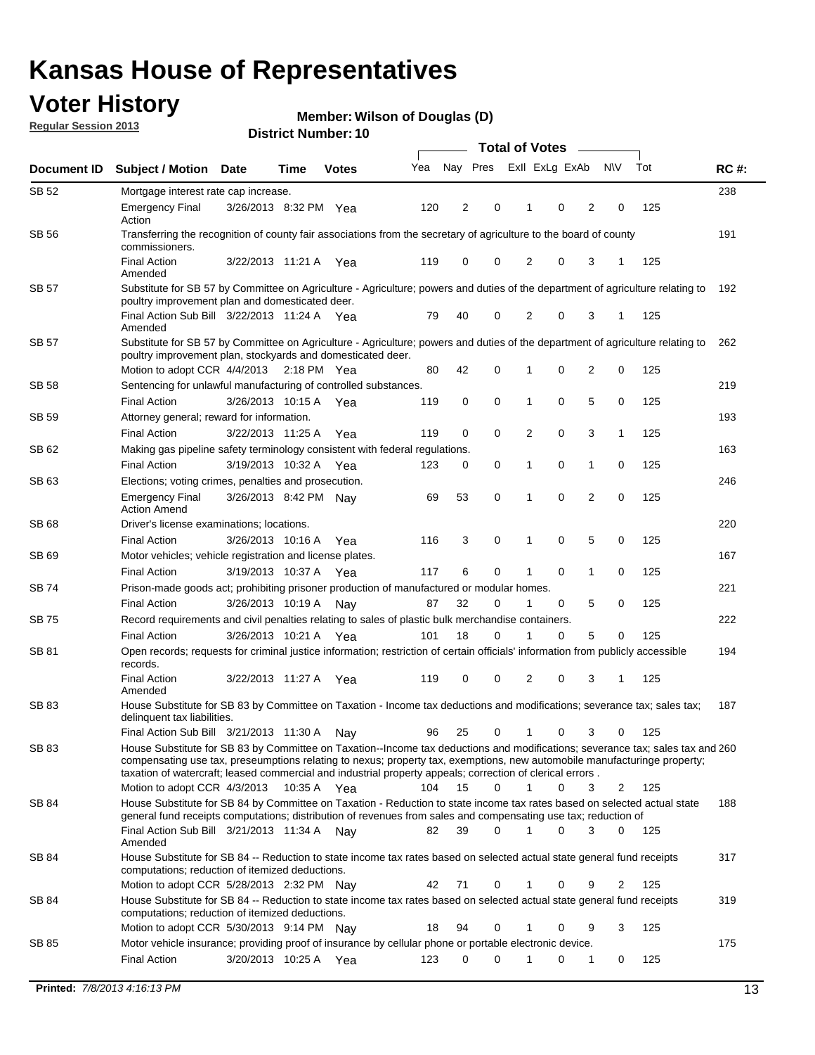# Kansas House of Representatives

## Voter History

**Regular Session 2013**

**Member: Wilson of Douglas (D)**

**District Number: 10**

| Document ID | Subject / Motion | Date | Time | Votes | Yea | Nay | Pres | ExII | ExLg | ExAb | N\V | Tot | RC #: |
|---|---|---|---|---|---|---|---|---|---|---|---|---|---|
| SB 52 | Mortgage interest rate cap increase. | | | | | | | | | | | | 238 |
| | Emergency Final Action | 3/26/2013 | 8:32 PM | Yea | 120 | 2 | 0 | 1 | 0 | 2 | 0 | 125 | |
| SB 56 | Transferring the recognition of county fair associations from the secretary of agriculture to the board of county commissioners. | | | | | | | | | | | | 191 |
| | Final Action Amended | 3/22/2013 | 11:21 A | Yea | 119 | 0 | 0 | 2 | 0 | 3 | 1 | 125 | |
| SB 57 | Substitute for SB 57 by Committee on Agriculture - Agriculture; powers and duties of the department of agriculture relating to poultry improvement plan and domesticated deer. | | | | | | | | | | | | 192 |
| | Final Action Sub Bill Amended | 3/22/2013 | 11:24 A | Yea | 79 | 40 | 0 | 2 | 0 | 3 | 1 | 125 | |
| SB 57 | Substitute for SB 57 by Committee on Agriculture - Agriculture; powers and duties of the department of agriculture relating to poultry improvement plan, stockyards and domesticated deer. | | | | | | | | | | | | 262 |
| | Motion to adopt CCR | 4/4/2013 | 2:18 PM | Yea | 80 | 42 | 0 | 1 | 0 | 2 | 0 | 125 | |
| SB 58 | Sentencing for unlawful manufacturing of controlled substances. | | | | | | | | | | | | 219 |
| | Final Action | 3/26/2013 | 10:15 A | Yea | 119 | 0 | 0 | 1 | 0 | 5 | 0 | 125 | |
| SB 59 | Attorney general; reward for information. | | | | | | | | | | | | 193 |
| | Final Action | 3/22/2013 | 11:25 A | Yea | 119 | 0 | 0 | 2 | 0 | 3 | 1 | 125 | |
| SB 62 | Making gas pipeline safety terminology consistent with federal regulations. | | | | | | | | | | | | 163 |
| | Final Action | 3/19/2013 | 10:32 A | Yea | 123 | 0 | 0 | 1 | 0 | 1 | 0 | 125 | |
| SB 63 | Elections; voting crimes, penalties and prosecution. | | | | | | | | | | | | 246 |
| | Emergency Final Action Amend | 3/26/2013 | 8:42 PM | Nay | 69 | 53 | 0 | 1 | 0 | 2 | 0 | 125 | |
| SB 68 | Driver's license examinations; locations. | | | | | | | | | | | | 220 |
| | Final Action | 3/26/2013 | 10:16 A | Yea | 116 | 3 | 0 | 1 | 0 | 5 | 0 | 125 | |
| SB 69 | Motor vehicles; vehicle registration and license plates. | | | | | | | | | | | | 167 |
| | Final Action | 3/19/2013 | 10:37 A | Yea | 117 | 6 | 0 | 1 | 0 | 1 | 0 | 125 | |
| SB 74 | Prison-made goods act; prohibiting prisoner production of manufactured or modular homes. | | | | | | | | | | | | 221 |
| | Final Action | 3/26/2013 | 10:19 A | Nay | 87 | 32 | 0 | 1 | 0 | 5 | 0 | 125 | |
| SB 75 | Record requirements and civil penalties relating to sales of plastic bulk merchandise containers. | | | | | | | | | | | | 222 |
| | Final Action | 3/26/2013 | 10:21 A | Yea | 101 | 18 | 0 | 1 | 0 | 5 | 0 | 125 | |
| SB 81 | Open records; requests for criminal justice information; restriction of certain officials' information from publicly accessible records. | | | | | | | | | | | | 194 |
| | Final Action Amended | 3/22/2013 | 11:27 A | Yea | 119 | 0 | 0 | 2 | 0 | 3 | 1 | 125 | |
| SB 83 | House Substitute for SB 83 by Committee on Taxation - Income tax deductions and modifications; severance tax; sales tax; delinquent tax liabilities. | | | | | | | | | | | | 187 |
| | Final Action Sub Bill | 3/21/2013 | 11:30 A | Nay | 96 | 25 | 0 | 1 | 0 | 3 | 0 | 125 | |
| SB 83 | House Substitute for SB 83 by Committee on Taxation--Income tax deductions and modifications; severance tax; sales tax and compensating use tax, preseumptions relating to nexus; property tax, exemptions, new automobile manufacturinge property; taxation of watercraft; leased commercial and industrial property appeals; correction of clerical errors . | | | | | | | | | | | | 260 |
| | Motion to adopt CCR | 4/3/2013 | 10:35 A | Yea | 104 | 15 | 0 | 1 | 0 | 3 | 2 | 125 | |
| SB 84 | House Substitute for SB 84 by Committee on Taxation - Reduction to state income tax rates based on selected actual state general fund receipts computations; distribution of revenues from sales and compensating use tax; reduction of | | | | | | | | | | | | 188 |
| | Final Action Sub Bill Amended | 3/21/2013 | 11:34 A | Nay | 82 | 39 | 0 | 1 | 0 | 3 | 0 | 125 | |
| SB 84 | House Substitute for SB 84 -- Reduction to state income tax rates based on selected actual state general fund receipts computations; reduction of itemized deductions. | | | | | | | | | | | | 317 |
| | Motion to adopt CCR | 5/28/2013 | 2:32 PM | Nay | 42 | 71 | 0 | 1 | 0 | 9 | 2 | 125 | |
| SB 84 | House Substitute for SB 84 -- Reduction to state income tax rates based on selected actual state general fund receipts computations; reduction of itemized deductions. | | | | | | | | | | | | 319 |
| | Motion to adopt CCR | 5/30/2013 | 9:14 PM | Nay | 18 | 94 | 0 | 1 | 0 | 9 | 3 | 125 | |
| SB 85 | Motor vehicle insurance; providing proof of insurance by cellular phone or portable electronic device. | | | | | | | | | | | | 175 |
| | Final Action | 3/20/2013 | 10:25 A | Yea | 123 | 0 | 0 | 1 | 0 | 1 | 0 | 125 | |

**Printed:** *7/8/2013 4:16:13 PM*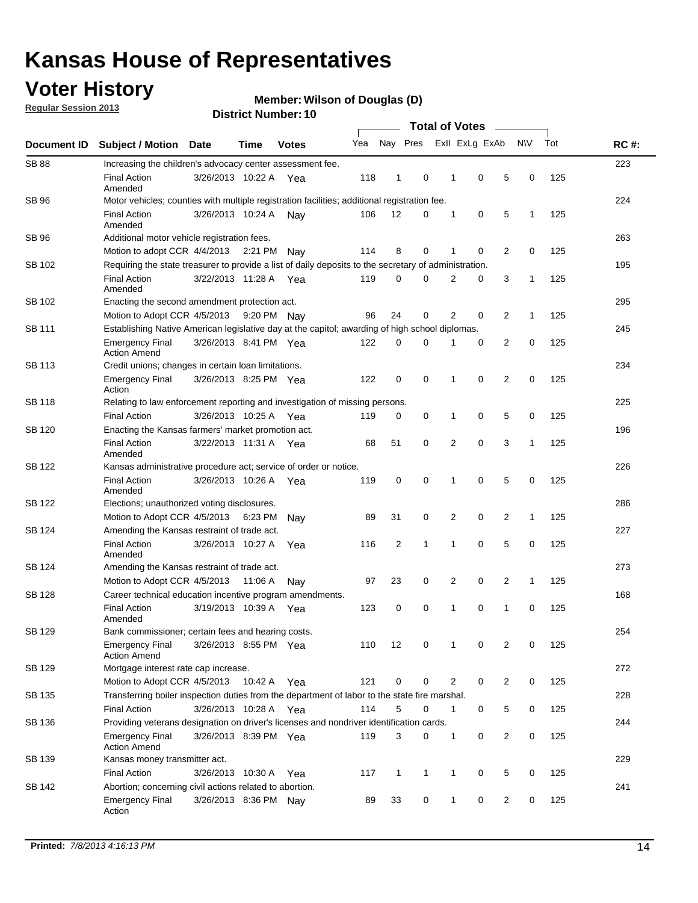# Kansas House of Representatives

## Voter History

**Regular Session 2013**

**Member: Wilson of Douglas (D)**

**District Number: 10**

| Document ID | Subject / Motion | Date | Time | Votes | Yea | Nay | Pres | ExII | ExLg | ExAb | N\V | Tot | RC #: |
|---|---|---|---|---|---|---|---|---|---|---|---|---|---|
| SB 88 | Increasing the children's advocacy center assessment fee. | | | | | | | | | | | | 223 |
| | Final Action Amended | 3/26/2013 | 10:22 A | Yea | 118 | 1 | 0 | 1 | 0 | 5 | 0 | 125 | |
| SB 96 | Motor vehicles; counties with multiple registration facilities; additional registration fee. | | | | | | | | | | | | 224 |
| | Final Action Amended | 3/26/2013 | 10:24 A | Nay | 106 | 12 | 0 | 1 | 0 | 5 | 1 | 125 | |
| SB 96 | Additional motor vehicle registration fees. | | | | | | | | | | | | 263 |
| | Motion to adopt CCR | 4/4/2013 | 2:21 PM | Nay | 114 | 8 | 0 | 1 | 0 | 2 | 0 | 125 | |
| SB 102 | Requiring the state treasurer to provide a list of daily deposits to the secretary of administration. | | | | | | | | | | | | 195 |
| | Final Action Amended | 3/22/2013 | 11:28 A | Yea | 119 | 0 | 0 | 2 | 0 | 3 | 1 | 125 | |
| SB 102 | Enacting the second amendment protection act. | | | | | | | | | | | | 295 |
| | Motion to Adopt CCR | 4/5/2013 | 9:20 PM | Nay | 96 | 24 | 0 | 2 | 0 | 2 | 1 | 125 | |
| SB 111 | Establishing Native American legislative day at the capitol; awarding of high school diplomas. | | | | | | | | | | | | 245 |
| | Emergency Final Action Amend | 3/26/2013 | 8:41 PM | Yea | 122 | 0 | 0 | 1 | 0 | 2 | 0 | 125 | |
| SB 113 | Credit unions; changes in certain loan limitations. | | | | | | | | | | | | 234 |
| | Emergency Final Action | 3/26/2013 | 8:25 PM | Yea | 122 | 0 | 0 | 1 | 0 | 2 | 0 | 125 | |
| SB 118 | Relating to law enforcement reporting and investigation of missing persons. | | | | | | | | | | | | 225 |
| | Final Action | 3/26/2013 | 10:25 A | Yea | 119 | 0 | 0 | 1 | 0 | 5 | 0 | 125 | |
| SB 120 | Enacting the Kansas farmers' market promotion act. | | | | | | | | | | | | 196 |
| | Final Action Amended | 3/22/2013 | 11:31 A | Yea | 68 | 51 | 0 | 2 | 0 | 3 | 1 | 125 | |
| SB 122 | Kansas administrative procedure act; service of order or notice. | | | | | | | | | | | | 226 |
| | Final Action Amended | 3/26/2013 | 10:26 A | Yea | 119 | 0 | 0 | 1 | 0 | 5 | 0 | 125 | |
| SB 122 | Elections; unauthorized voting disclosures. | | | | | | | | | | | | 286 |
| | Motion to Adopt CCR | 4/5/2013 | 6:23 PM | Nay | 89 | 31 | 0 | 2 | 0 | 2 | 1 | 125 | |
| SB 124 | Amending the Kansas restraint of trade act. | | | | | | | | | | | | 227 |
| | Final Action Amended | 3/26/2013 | 10:27 A | Yea | 116 | 2 | 1 | 1 | 0 | 5 | 0 | 125 | |
| SB 124 | Amending the Kansas restraint of trade act. | | | | | | | | | | | | 273 |
| | Motion to Adopt CCR | 4/5/2013 | 11:06 A | Nay | 97 | 23 | 0 | 2 | 0 | 2 | 1 | 125 | |
| SB 128 | Career technical education incentive program amendments. | | | | | | | | | | | | 168 |
| | Final Action Amended | 3/19/2013 | 10:39 A | Yea | 123 | 0 | 0 | 1 | 0 | 1 | 0 | 125 | |
| SB 129 | Bank commissioner; certain fees and hearing costs. | | | | | | | | | | | | 254 |
| | Emergency Final Action Amend | 3/26/2013 | 8:55 PM | Yea | 110 | 12 | 0 | 1 | 0 | 2 | 0 | 125 | |
| SB 129 | Mortgage interest rate cap increase. | | | | | | | | | | | | 272 |
| | Motion to Adopt CCR | 4/5/2013 | 10:42 A | Yea | 121 | 0 | 0 | 2 | 0 | 2 | 0 | 125 | |
| SB 135 | Transferring boiler inspection duties from the department of labor to the state fire marshal. | | | | | | | | | | | | 228 |
| | Final Action | 3/26/2013 | 10:28 A | Yea | 114 | 5 | 0 | 1 | 0 | 5 | 0 | 125 | |
| SB 136 | Providing veterans designation on driver's licenses and nondriver identification cards. | | | | | | | | | | | | 244 |
| | Emergency Final Action Amend | 3/26/2013 | 8:39 PM | Yea | 119 | 3 | 0 | 1 | 0 | 2 | 0 | 125 | |
| SB 139 | Kansas money transmitter act. | | | | | | | | | | | | 229 |
| | Final Action | 3/26/2013 | 10:30 A | Yea | 117 | 1 | 1 | 1 | 0 | 5 | 0 | 125 | |
| SB 142 | Abortion; concerning civil actions related to abortion. | | | | | | | | | | | | 241 |
| | Emergency Final Action | 3/26/2013 | 8:36 PM | Nay | 89 | 33 | 0 | 1 | 0 | 2 | 0 | 125 | |

**Printed:** *7/8/2013 4:16:13 PM*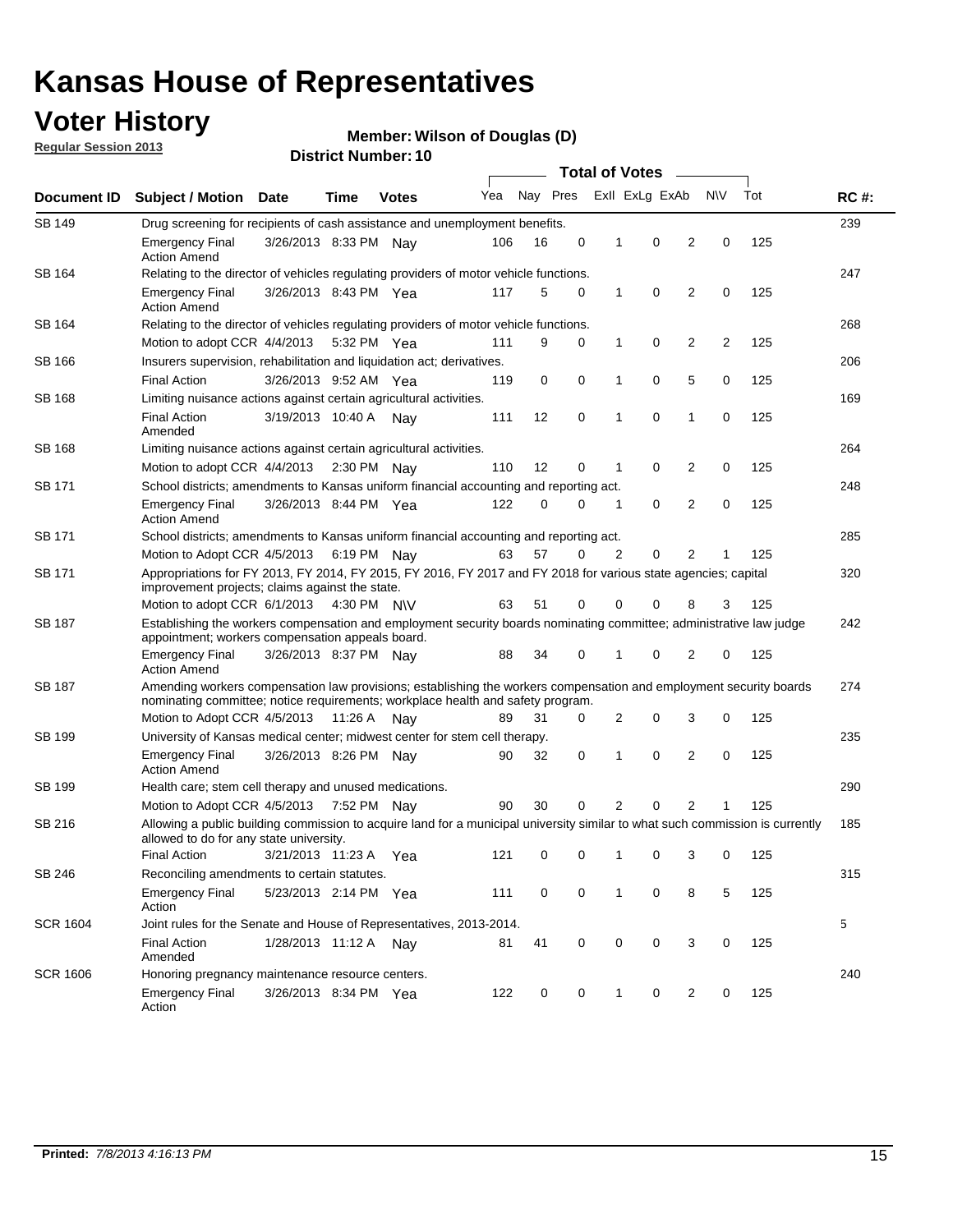# Kansas House of Representatives

## Voter History

**Regular Session 2013**

**Member: Wilson of Douglas (D)**

**District Number: 10**

| Document ID | Subject / Motion | Date | Time | Votes | Yea | Nay | Pres | ExII | ExLg | ExAb | N\V | Tot | RC #: |
|---|---|---|---|---|---|---|---|---|---|---|---|---|---|
| SB 149 | Drug screening for recipients of cash assistance and unemployment benefits. | | | | | | | | | | | | 239 |
| | Emergency Final Action Amend | 3/26/2013 | 8:33 PM | Nay | 106 | 16 | 0 | 1 | 0 | 2 | 0 | 125 | |
| SB 164 | Relating to the director of vehicles regulating providers of motor vehicle functions. | | | | | | | | | | | | 247 |
| | Emergency Final Action Amend | 3/26/2013 | 8:43 PM | Yea | 117 | 5 | 0 | 1 | 0 | 2 | 0 | 125 | |
| SB 164 | Relating to the director of vehicles regulating providers of motor vehicle functions. | | | | | | | | | | | | 268 |
| | Motion to adopt CCR | 4/4/2013 | 5:32 PM | Yea | 111 | 9 | 0 | 1 | 0 | 2 | 2 | 125 | |
| SB 166 | Insurers supervision, rehabilitation and liquidation act; derivatives. | | | | | | | | | | | | 206 |
| | Final Action | 3/26/2013 | 9:52 AM | Yea | 119 | 0 | 0 | 1 | 0 | 5 | 0 | 125 | |
| SB 168 | Limiting nuisance actions against certain agricultural activities. | | | | | | | | | | | | 169 |
| | Final Action Amended | 3/19/2013 | 10:40 A | Nay | 111 | 12 | 0 | 1 | 0 | 1 | 0 | 125 | |
| SB 168 | Limiting nuisance actions against certain agricultural activities. | | | | | | | | | | | | 264 |
| | Motion to adopt CCR | 4/4/2013 | 2:30 PM | Nay | 110 | 12 | 0 | 1 | 0 | 2 | 0 | 125 | |
| SB 171 | School districts; amendments to Kansas uniform financial accounting and reporting act. | | | | | | | | | | | | 248 |
| | Emergency Final Action Amend | 3/26/2013 | 8:44 PM | Yea | 122 | 0 | 0 | 1 | 0 | 2 | 0 | 125 | |
| SB 171 | School districts; amendments to Kansas uniform financial accounting and reporting act. | | | | | | | | | | | | 285 |
| | Motion to Adopt CCR | 4/5/2013 | 6:19 PM | Nay | 63 | 57 | 0 | 2 | 0 | 2 | 1 | 125 | |
| SB 171 | Appropriations for FY 2013, FY 2014, FY 2015, FY 2016, FY 2017 and FY 2018 for various state agencies; capital improvement projects; claims against the state. | | | | | | | | | | | | 320 |
| | Motion to adopt CCR | 6/1/2013 | 4:30 PM | N\V | 63 | 51 | 0 | 0 | 0 | 8 | 3 | 125 | |
| SB 187 | Establishing the workers compensation and employment security boards nominating committee; administrative law judge appointment; workers compensation appeals board. | | | | | | | | | | | | 242 |
| | Emergency Final Action Amend | 3/26/2013 | 8:37 PM | Nay | 88 | 34 | 0 | 1 | 0 | 2 | 0 | 125 | |
| SB 187 | Amending workers compensation law provisions; establishing the workers compensation and employment security boards nominating committee; notice requirements; workplace health and safety program. | | | | | | | | | | | | 274 |
| | Motion to Adopt CCR | 4/5/2013 | 11:26 A | Nay | 89 | 31 | 0 | 2 | 0 | 3 | 0 | 125 | |
| SB 199 | University of Kansas medical center; midwest center for stem cell therapy. | | | | | | | | | | | | 235 |
| | Emergency Final Action Amend | 3/26/2013 | 8:26 PM | Nay | 90 | 32 | 0 | 1 | 0 | 2 | 0 | 125 | |
| SB 199 | Health care; stem cell therapy and unused medications. | | | | | | | | | | | | 290 |
| | Motion to Adopt CCR | 4/5/2013 | 7:52 PM | Nay | 90 | 30 | 0 | 2 | 0 | 2 | 1 | 125 | |
| SB 216 | Allowing a public building commission to acquire land for a municipal university similar to what such commission is currently allowed to do for any state university. | | | | | | | | | | | | 185 |
| | Final Action | 3/21/2013 | 11:23 A | Yea | 121 | 0 | 0 | 1 | 0 | 3 | 0 | 125 | |
| SB 246 | Reconciling amendments to certain statutes. | | | | | | | | | | | | 315 |
| | Emergency Final Action | 5/23/2013 | 2:14 PM | Yea | 111 | 0 | 0 | 1 | 0 | 8 | 5 | 125 | |
| SCR 1604 | Joint rules for the Senate and House of Representatives, 2013-2014. | | | | | | | | | | | | 5 |
| | Final Action Amended | 1/28/2013 | 11:12 A | Nay | 81 | 41 | 0 | 0 | 0 | 3 | 0 | 125 | |
| SCR 1606 | Honoring pregnancy maintenance resource centers. | | | | | | | | | | | | 240 |
| | Emergency Final Action | 3/26/2013 | 8:34 PM | Yea | 122 | 0 | 0 | 1 | 0 | 2 | 0 | 125 | |

**Printed:** *7/8/2013 4:16:13 PM*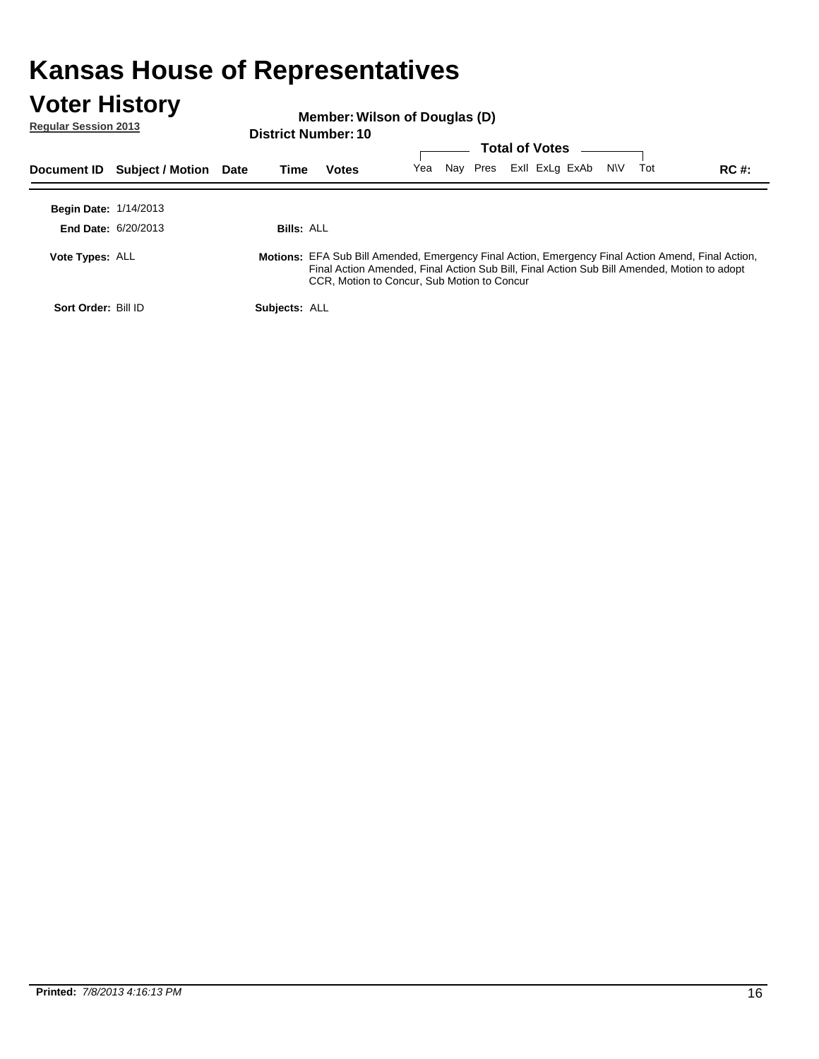# Kansas House of Representatives

## Voter History

**Regular Session 2013**

**Member:** Wilson of Douglas (D)

**District Number:** 10

| Document ID | Subject / Motion | Date | Time | Votes | Yea | Nay | Pres | ExII | ExLg | ExAb | N\V | Tot | RC #: |
|---|---|---|---|---|---|---|---|---|---|---|---|---|---|

(Yea through Tot grouped under: **Total of Votes**)

**Begin Date:** 1/14/2013

**End Date:** 6/20/2013

**Bills:** ALL

**Vote Types:** ALL

**Motions:** EFA Sub Bill Amended, Emergency Final Action, Emergency Final Action Amend, Final Action, Final Action Amended, Final Action Sub Bill, Final Action Sub Bill Amended, Motion to adopt CCR, Motion to Concur, Sub Motion to Concur

**Sort Order:** Bill ID

**Subjects:** ALL

**Printed:** *7/8/2013 4:16:13 PM*